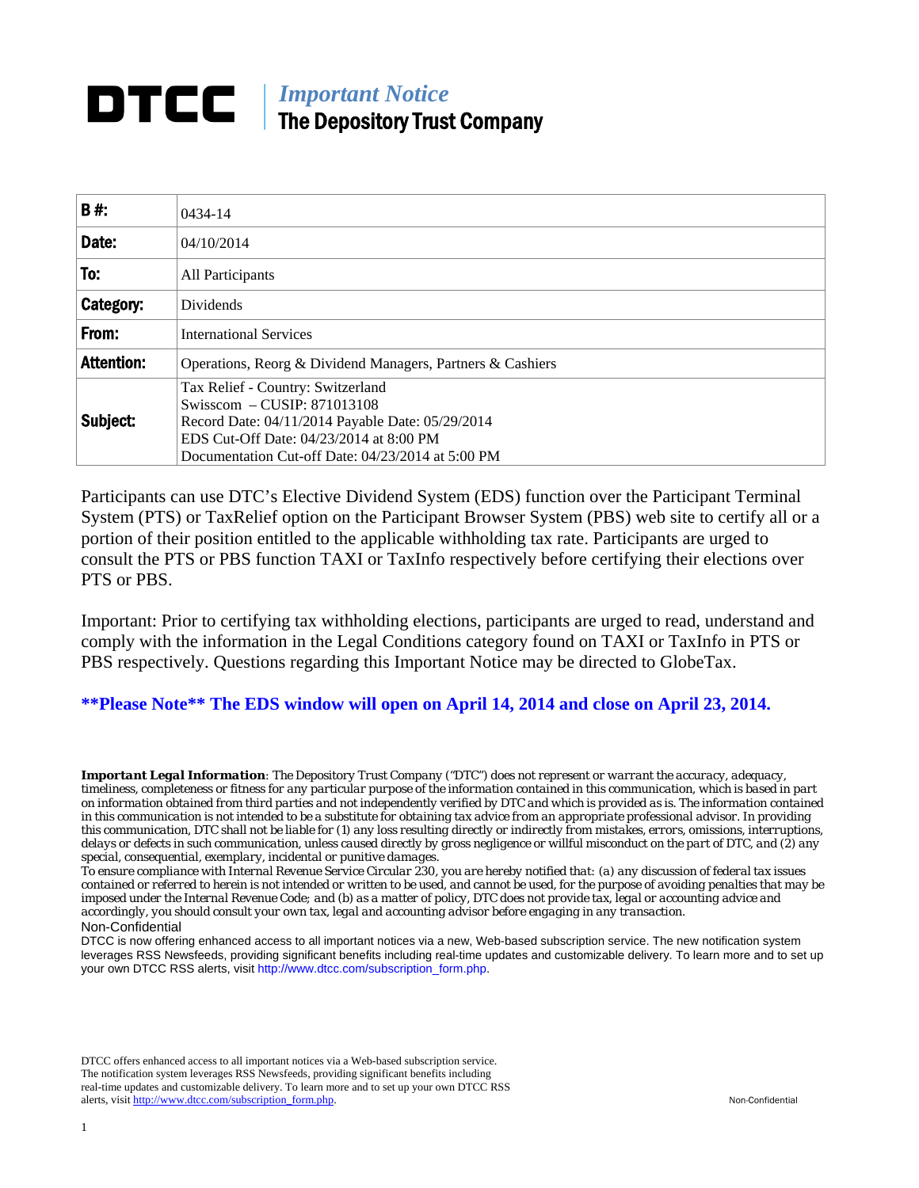# DTCC | *Important Notice* The Depository Trust Company

| | |
|---|---|
| **B #:** | 0434-14 |
| **Date:** | 04/10/2014 |
| **To:** | All Participants |
| **Category:** | Dividends |
| **From:** | International Services |
| **Attention:** | Operations, Reorg & Dividend Managers, Partners & Cashiers |
| **Subject:** | Tax Relief - Country: Switzerland<br>Swisscom – CUSIP: 871013108<br>Record Date: 04/11/2014 Payable Date: 05/29/2014<br>EDS Cut-Off Date: 04/23/2014 at 8:00 PM<br>Documentation Cut-off Date: 04/23/2014 at 5:00 PM |

Participants can use DTC's Elective Dividend System (EDS) function over the Participant Terminal System (PTS) or TaxRelief option on the Participant Browser System (PBS) web site to certify all or a portion of their position entitled to the applicable withholding tax rate. Participants are urged to consult the PTS or PBS function TAXI or TaxInfo respectively before certifying their elections over PTS or PBS.

Important: Prior to certifying tax withholding elections, participants are urged to read, understand and comply with the information in the Legal Conditions category found on TAXI or TaxInfo in PTS or PBS respectively. Questions regarding this Important Notice may be directed to GlobeTax.

**\*\*Please Note\*\* The EDS window will open on April 14, 2014 and close on April 23, 2014.**

***Important Legal Information**: The Depository Trust Company ("DTC") does not represent or warrant the accuracy, adequacy, timeliness, completeness or fitness for any particular purpose of the information contained in this communication, which is based in part on information obtained from third parties and not independently verified by DTC and which is provided as is. The information contained in this communication is not intended to be a substitute for obtaining tax advice from an appropriate professional advisor. In providing this communication, DTC shall not be liable for (1) any loss resulting directly or indirectly from mistakes, errors, omissions, interruptions, delays or defects in such communication, unless caused directly by gross negligence or willful misconduct on the part of DTC, and (2) any special, consequential, exemplary, incidental or punitive damages.*

*To ensure compliance with Internal Revenue Service Circular 230, you are hereby notified that: (a) any discussion of federal tax issues contained or referred to herein is not intended or written to be used, and cannot be used, for the purpose of avoiding penalties that may be imposed under the Internal Revenue Code; and (b) as a matter of policy, DTC does not provide tax, legal or accounting advice and accordingly, you should consult your own tax, legal and accounting advisor before engaging in any transaction.*

Non-Confidential

DTCC is now offering enhanced access to all important notices via a new, Web-based subscription service. The new notification system leverages RSS Newsfeeds, providing significant benefits including real-time updates and customizable delivery. To learn more and to set up your own DTCC RSS alerts, visit http://www.dtcc.com/subscription_form.php.

DTCC offers enhanced access to all important notices via a Web-based subscription service. The notification system leverages RSS Newsfeeds, providing significant benefits including real-time updates and customizable delivery. To learn more and to set up your own DTCC RSS alerts, visit http://www.dtcc.com/subscription_form.php.

Non-Confidential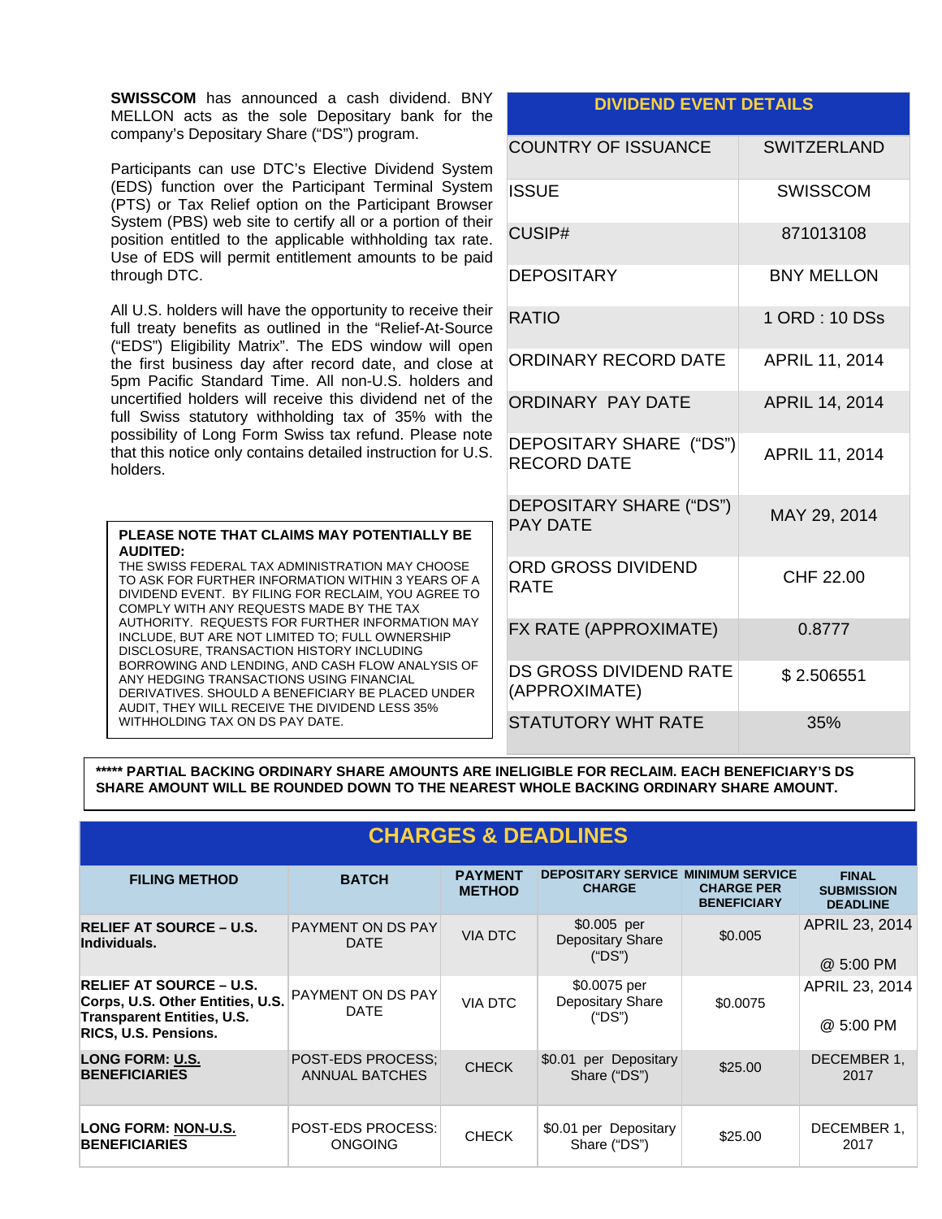**SWISSCOM** has announced a cash dividend. BNY MELLON acts as the sole Depositary bank for the company's Depositary Share ("DS") program.

Participants can use DTC's Elective Dividend System (EDS) function over the Participant Terminal System (PTS) or Tax Relief option on the Participant Browser System (PBS) web site to certify all or a portion of their position entitled to the applicable withholding tax rate. Use of EDS will permit entitlement amounts to be paid through DTC.

All U.S. holders will have the opportunity to receive their full treaty benefits as outlined in the "Relief-At-Source ("EDS") Eligibility Matrix". The EDS window will open the first business day after record date, and close at 5pm Pacific Standard Time. All non-U.S. holders and uncertified holders will receive this dividend net of the full Swiss statutory withholding tax of 35% with the possibility of Long Form Swiss tax refund. Please note that this notice only contains detailed instruction for U.S. holders.

**PLEASE NOTE THAT CLAIMS MAY POTENTIALLY BE AUDITED:**
THE SWISS FEDERAL TAX ADMINISTRATION MAY CHOOSE TO ASK FOR FURTHER INFORMATION WITHIN 3 YEARS OF A DIVIDEND EVENT. BY FILING FOR RECLAIM, YOU AGREE TO COMPLY WITH ANY REQUESTS MADE BY THE TAX AUTHORITY. REQUESTS FOR FURTHER INFORMATION MAY INCLUDE, BUT ARE NOT LIMITED TO; FULL OWNERSHIP DISCLOSURE, TRANSACTION HISTORY INCLUDING BORROWING AND LENDING, AND CASH FLOW ANALYSIS OF ANY HEDGING TRANSACTIONS USING FINANCIAL DERIVATIVES. SHOULD A BENEFICIARY BE PLACED UNDER AUDIT, THEY WILL RECEIVE THE DIVIDEND LESS 35% WITHHOLDING TAX ON DS PAY DATE.

| DIVIDEND EVENT DETAILS | |
|---|---|
| COUNTRY OF ISSUANCE | SWITZERLAND |
| ISSUE | SWISSCOM |
| CUSIP# | 871013108 |
| DEPOSITARY | BNY MELLON |
| RATIO | 1 ORD : 10 DSs |
| ORDINARY RECORD DATE | APRIL 11, 2014 |
| ORDINARY PAY DATE | APRIL 14, 2014 |
| DEPOSITARY SHARE ("DS") RECORD DATE | APRIL 11, 2014 |
| DEPOSITARY SHARE ("DS") PAY DATE | MAY 29, 2014 |
| ORD GROSS DIVIDEND RATE | CHF 22.00 |
| FX RATE (APPROXIMATE) | 0.8777 |
| DS GROSS DIVIDEND RATE (APPROXIMATE) | $ 2.506551 |
| STATUTORY WHT RATE | 35% |

**\*\*\*\*\* PARTIAL BACKING ORDINARY SHARE AMOUNTS ARE INELIGIBLE FOR RECLAIM. EACH BENEFICIARY'S DS SHARE AMOUNT WILL BE ROUNDED DOWN TO THE NEAREST WHOLE BACKING ORDINARY SHARE AMOUNT.**

## CHARGES & DEADLINES

| FILING METHOD | BATCH | PAYMENT METHOD | DEPOSITARY SERVICE CHARGE | MINIMUM SERVICE CHARGE PER BENEFICIARY | FINAL SUBMISSION DEADLINE |
|---|---|---|---|---|---|
| **RELIEF AT SOURCE – U.S. Individuals.** | PAYMENT ON DS PAY DATE | VIA DTC | $0.005 per Depositary Share ("DS") | $0.005 | APRIL 23, 2014 @ 5:00 PM |
| **RELIEF AT SOURCE – U.S. Corps, U.S. Other Entities, U.S. Transparent Entities, U.S. RICS, U.S. Pensions.** | PAYMENT ON DS PAY DATE | VIA DTC | $0.0075 per Depositary Share ("DS") | $0.0075 | APRIL 23, 2014 @ 5:00 PM |
| **LONG FORM: U.S. BENEFICIARIES** | POST-EDS PROCESS; ANNUAL BATCHES | CHECK | $0.01 per Depositary Share ("DS") | $25.00 | DECEMBER 1, 2017 |
| **LONG FORM: NON-U.S. BENEFICIARIES** | POST-EDS PROCESS: ONGOING | CHECK | $0.01 per Depositary Share ("DS") | $25.00 | DECEMBER 1, 2017 |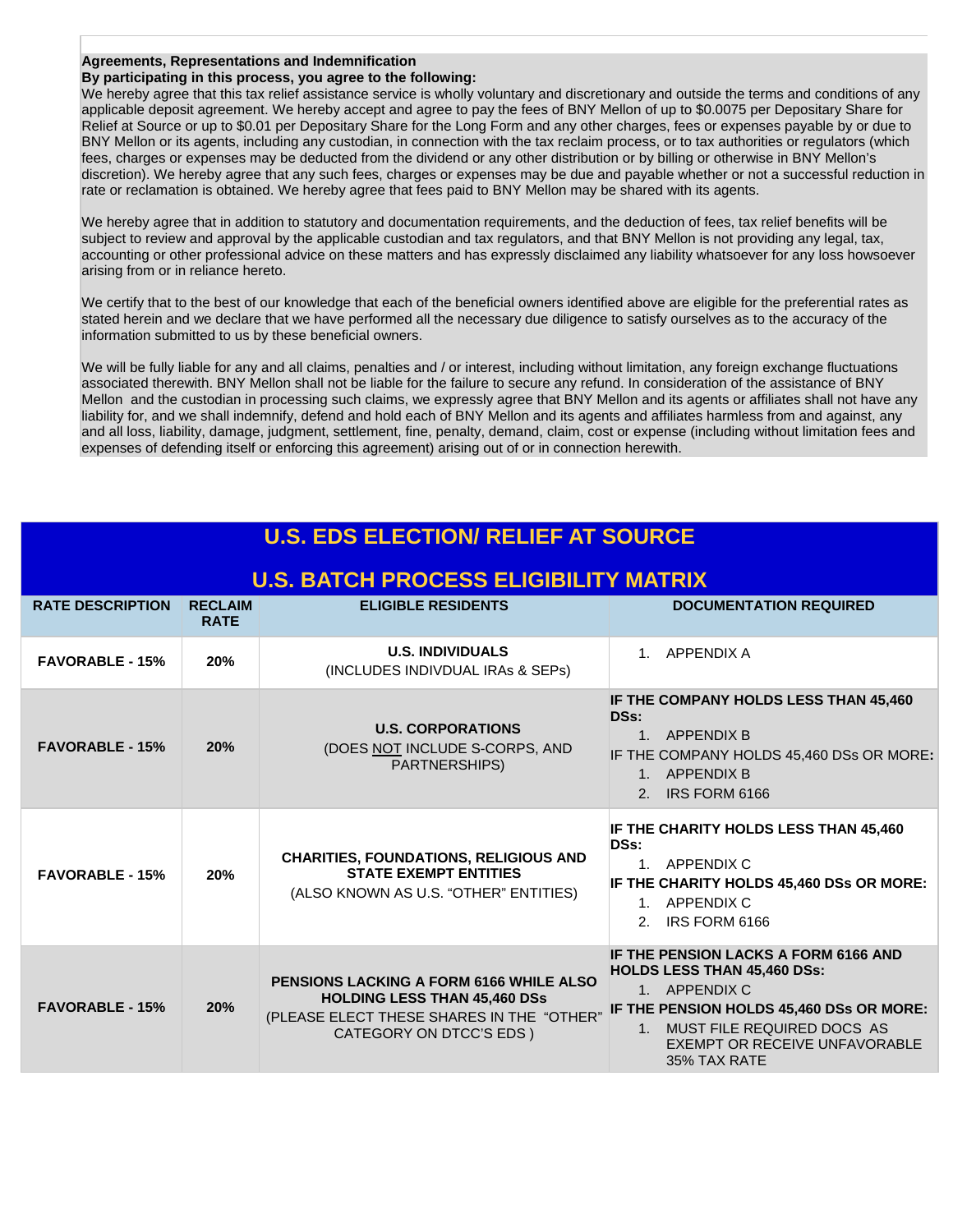**Agreements, Representations and Indemnification**

**By participating in this process, you agree to the following:**

We hereby agree that this tax relief assistance service is wholly voluntary and discretionary and outside the terms and conditions of any applicable deposit agreement. We hereby accept and agree to pay the fees of BNY Mellon of up to $0.0075 per Depositary Share for Relief at Source or up to $0.01 per Depositary Share for the Long Form and any other charges, fees or expenses payable by or due to BNY Mellon or its agents, including any custodian, in connection with the tax reclaim process, or to tax authorities or regulators (which fees, charges or expenses may be deducted from the dividend or any other distribution or by billing or otherwise in BNY Mellon's discretion). We hereby agree that any such fees, charges or expenses may be due and payable whether or not a successful reduction in rate or reclamation is obtained. We hereby agree that fees paid to BNY Mellon may be shared with its agents.

We hereby agree that in addition to statutory and documentation requirements, and the deduction of fees, tax relief benefits will be subject to review and approval by the applicable custodian and tax regulators, and that BNY Mellon is not providing any legal, tax, accounting or other professional advice on these matters and has expressly disclaimed any liability whatsoever for any loss howsoever arising from or in reliance hereto.

We certify that to the best of our knowledge that each of the beneficial owners identified above are eligible for the preferential rates as stated herein and we declare that we have performed all the necessary due diligence to satisfy ourselves as to the accuracy of the information submitted to us by these beneficial owners.

We will be fully liable for any and all claims, penalties and / or interest, including without limitation, any foreign exchange fluctuations associated therewith. BNY Mellon shall not be liable for the failure to secure any refund. In consideration of the assistance of BNY Mellon and the custodian in processing such claims, we expressly agree that BNY Mellon and its agents or affiliates shall not have any liability for, and we shall indemnify, defend and hold each of BNY Mellon and its agents and affiliates harmless from and against, any and all loss, liability, damage, judgment, settlement, fine, penalty, demand, claim, cost or expense (including without limitation fees and expenses of defending itself or enforcing this agreement) arising out of or in connection herewith.

## U.S. EDS ELECTION/ RELIEF AT SOURCE

## U.S. BATCH PROCESS ELIGIBILITY MATRIX

| RATE DESCRIPTION | RECLAIM RATE | ELIGIBLE RESIDENTS | DOCUMENTATION REQUIRED |
|---|---|---|---|
| **FAVORABLE - 15%** | **20%** | **U.S. INDIVIDUALS** (INCLUDES INDIVDUAL IRAs & SEPs) | 1. APPENDIX A |
| **FAVORABLE - 15%** | **20%** | **U.S. CORPORATIONS** (DOES NOT INCLUDE S-CORPS, AND PARTNERSHIPS) | **IF THE COMPANY HOLDS LESS THAN 45,460 DSs:** 1. APPENDIX B<br>IF THE COMPANY HOLDS 45,460 DSs OR MORE**:** 1. APPENDIX B 2. IRS FORM 6166 |
| **FAVORABLE - 15%** | **20%** | **CHARITIES, FOUNDATIONS, RELIGIOUS AND STATE EXEMPT ENTITIES** (ALSO KNOWN AS U.S. "OTHER" ENTITIES) | **IF THE CHARITY HOLDS LESS THAN 45,460 DSs:** 1. APPENDIX C<br>**IF THE CHARITY HOLDS 45,460 DSs OR MORE:** 1. APPENDIX C 2. IRS FORM 6166 |
| **FAVORABLE - 15%** | **20%** | **PENSIONS LACKING A FORM 6166 WHILE ALSO HOLDING LESS THAN 45,460 DSs** (PLEASE ELECT THESE SHARES IN THE "OTHER" CATEGORY ON DTCC'S EDS ) | **IF THE PENSION LACKS A FORM 6166 AND HOLDS LESS THAN 45,460 DSs:** 1. APPENDIX C<br>**IF THE PENSION HOLDS 45,460 DSs OR MORE:** 1. MUST FILE REQUIRED DOCS AS EXEMPT OR RECEIVE UNFAVORABLE 35% TAX RATE |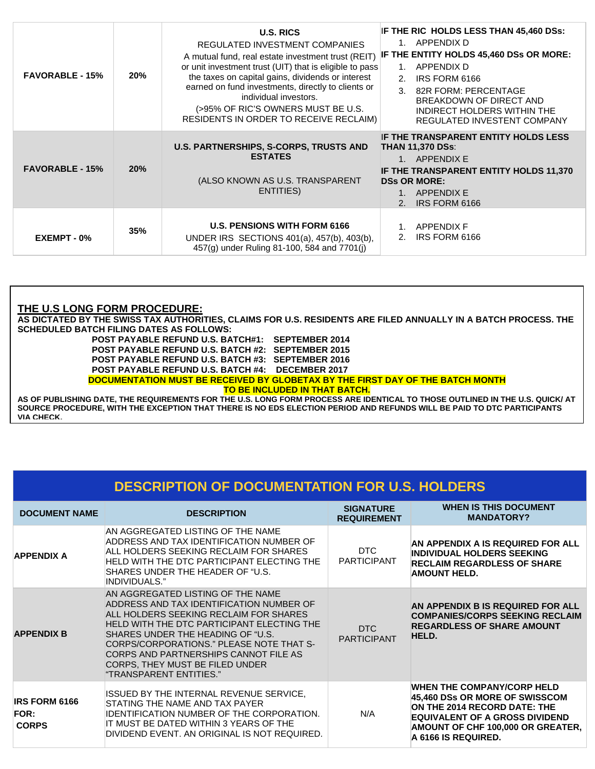| FAVORABLE - 15% | 20% | **U.S. RICS**<br>REGULATED INVESTMENT COMPANIES<br>A mutual fund, real estate investment trust (REIT) or unit investment trust (UIT) that is eligible to pass the taxes on capital gains, dividends or interest earned on fund investments, directly to clients or individual investors.<br>(>95% OF RIC'S OWNERS MUST BE U.S. RESIDENTS IN ORDER TO RECEIVE RECLAIM) | **IF THE RIC HOLDS LESS THAN 45,460 DSs:**<br>1. APPENDIX D<br>**IF THE ENTITY HOLDS 45,460 DSs OR MORE:**<br>1. APPENDIX D<br>2. IRS FORM 6166<br>3. 82R FORM: PERCENTAGE BREAKDOWN OF DIRECT AND INDIRECT HOLDERS WITHIN THE REGULATED INVESTENT COMPANY |
|---|---|---|---|
| FAVORABLE - 15% | 20% | **U.S. PARTNERSHIPS, S-CORPS, TRUSTS AND ESTATES**<br>(ALSO KNOWN AS U.S. TRANSPARENT ENTITIES) | **IF THE TRANSPARENT ENTITY HOLDS LESS THAN 11,370 DSs**:<br>1. APPENDIX E<br>**IF THE TRANSPARENT ENTITY HOLDS 11,370 DSs OR MORE:**<br>1. APPENDIX E<br>2. IRS FORM 6166 |
| EXEMPT - 0% | 35% | **U.S. PENSIONS WITH FORM 6166**<br>UNDER IRS SECTIONS 401(a), 457(b), 403(b), 457(g) under Ruling 81-100, 584 and 7701(j) | 1. APPENDIX F<br>2. IRS FORM 6166 |

## THE U.S LONG FORM PROCEDURE:

**AS DICTATED BY THE SWISS TAX AUTHORITIES, CLAIMS FOR U.S. RESIDENTS ARE FILED ANNUALLY IN A BATCH PROCESS. THE SCHEDULED BATCH FILING DATES AS FOLLOWS:**

**POST PAYABLE REFUND U.S. BATCH#1: SEPTEMBER 2014**
**POST PAYABLE REFUND U.S. BATCH #2: SEPTEMBER 2015**
**POST PAYABLE REFUND U.S. BATCH #3: SEPTEMBER 2016**
**POST PAYABLE REFUND U.S. BATCH #4: DECEMBER 2017**

**DOCUMENTATION MUST BE RECEIVED BY GLOBETAX BY THE FIRST DAY OF THE BATCH MONTH TO BE INCLUDED IN THAT BATCH.**

**AS OF PUBLISHING DATE, THE REQUIREMENTS FOR THE U.S. LONG FORM PROCESS ARE IDENTICAL TO THOSE OUTLINED IN THE U.S. QUICK/ AT SOURCE PROCEDURE, WITH THE EXCEPTION THAT THERE IS NO EDS ELECTION PERIOD AND REFUNDS WILL BE PAID TO DTC PARTICIPANTS VIA CHECK.**

## DESCRIPTION OF DOCUMENTATION FOR U.S. HOLDERS

| DOCUMENT NAME | DESCRIPTION | SIGNATURE REQUIREMENT | WHEN IS THIS DOCUMENT MANDATORY? |
|---|---|---|---|
| **APPENDIX A** | AN AGGREGATED LISTING OF THE NAME ADDRESS AND TAX IDENTIFICATION NUMBER OF ALL HOLDERS SEEKING RECLAIM FOR SHARES HELD WITH THE DTC PARTICIPANT ELECTING THE SHARES UNDER THE HEADER OF "U.S. INDIVIDUALS." | DTC PARTICIPANT | **AN APPENDIX A IS REQUIRED FOR ALL INDIVIDUAL HOLDERS SEEKING RECLAIM REGARDLESS OF SHARE AMOUNT HELD.** |
| **APPENDIX B** | AN AGGREGATED LISTING OF THE NAME ADDRESS AND TAX IDENTIFICATION NUMBER OF ALL HOLDERS SEEKING RECLAIM FOR SHARES HELD WITH THE DTC PARTICIPANT ELECTING THE SHARES UNDER THE HEADING OF "U.S. CORPS/CORPORATIONS." PLEASE NOTE THAT S-CORPS AND PARTNERSHIPS CANNOT FILE AS CORPS, THEY MUST BE FILED UNDER "TRANSPARENT ENTITIES." | DTC PARTICIPANT | **AN APPENDIX B IS REQUIRED FOR ALL COMPANIES/CORPS SEEKING RECLAIM REGARDLESS OF SHARE AMOUNT HELD.** |
| **IRS FORM 6166 FOR: CORPS** | ISSUED BY THE INTERNAL REVENUE SERVICE, STATING THE NAME AND TAX PAYER IDENTIFICATION NUMBER OF THE CORPORATION. IT MUST BE DATED WITHIN 3 YEARS OF THE DIVIDEND EVENT. AN ORIGINAL IS NOT REQUIRED. | N/A | **WHEN THE COMPANY/CORP HELD 45,460 DSs OR MORE OF SWISSCOM ON THE 2014 RECORD DATE: THE EQUIVALENT OF A GROSS DIVIDEND AMOUNT OF CHF 100,000 OR GREATER, A 6166 IS REQUIRED.** |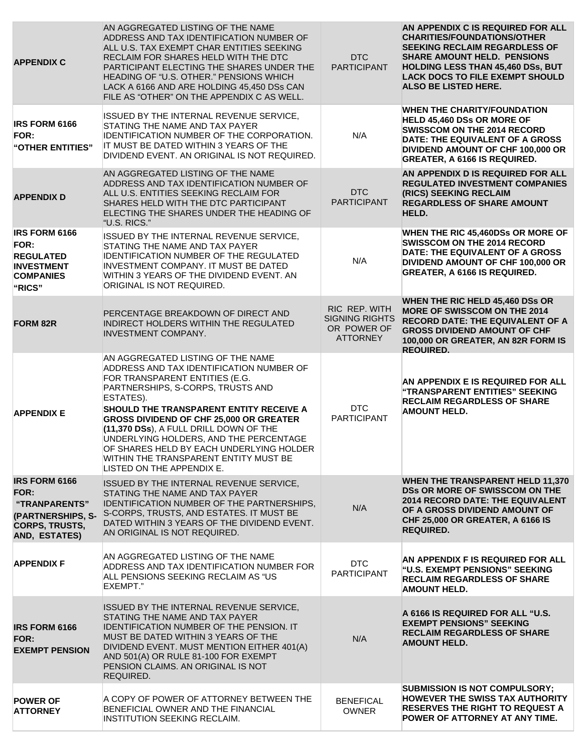| | | | |
|---|---|---|---|
| **APPENDIX C** | AN AGGREGATED LISTING OF THE NAME ADDRESS AND TAX IDENTIFICATION NUMBER OF ALL U.S. TAX EXEMPT CHAR ENTITIES SEEKING RECLAIM FOR SHARES HELD WITH THE DTC PARTICIPANT ELECTING THE SHARES UNDER THE HEADING OF "U.S. OTHER." PENSIONS WHICH LACK A 6166 AND ARE HOLDING 45,450 DSs CAN FILE AS "OTHER" ON THE APPENDIX C AS WELL. | DTC PARTICIPANT | **AN APPENDIX C IS REQUIRED FOR ALL CHARITIES/FOUNDATIONS/OTHER SEEKING RECLAIM REGARDLESS OF SHARE AMOUNT HELD. PENSIONS HOLDING LESS THAN 45,460 DSs, BUT LACK DOCS TO FILE EXEMPT SHOULD ALSO BE LISTED HERE.** |
| **IRS FORM 6166 FOR: "OTHER ENTITIES"** | ISSUED BY THE INTERNAL REVENUE SERVICE, STATING THE NAME AND TAX PAYER IDENTIFICATION NUMBER OF THE CORPORATION. IT MUST BE DATED WITHIN 3 YEARS OF THE DIVIDEND EVENT. AN ORIGINAL IS NOT REQUIRED. | N/A | **WHEN THE CHARITY/FOUNDATION HELD 45,460 DSs OR MORE OF SWISSCOM ON THE 2014 RECORD DATE: THE EQUIVALENT OF A GROSS DIVIDEND AMOUNT OF CHF 100,000 OR GREATER, A 6166 IS REQUIRED.** |
| **APPENDIX D** | AN AGGREGATED LISTING OF THE NAME ADDRESS AND TAX IDENTIFICATION NUMBER OF ALL U.S. ENTITIES SEEKING RECLAIM FOR SHARES HELD WITH THE DTC PARTICIPANT ELECTING THE SHARES UNDER THE HEADING OF "U.S. RICS." | DTC PARTICIPANT | **AN APPENDIX D IS REQUIRED FOR ALL REGULATED INVESTMENT COMPANIES (RICS) SEEKING RECLAIM REGARDLESS OF SHARE AMOUNT HELD.** |
| **IRS FORM 6166 FOR: REGULATED INVESTMENT COMPANIES "RICS"** | ISSUED BY THE INTERNAL REVENUE SERVICE, STATING THE NAME AND TAX PAYER IDENTIFICATION NUMBER OF THE REGULATED INVESTMENT COMPANY. IT MUST BE DATED WITHIN 3 YEARS OF THE DIVIDEND EVENT. AN ORIGINAL IS NOT REQUIRED. | N/A | **WHEN THE RIC 45,460DSs OR MORE OF SWISSCOM ON THE 2014 RECORD DATE: THE EQUIVALENT OF A GROSS DIVIDEND AMOUNT OF CHF 100,000 OR GREATER, A 6166 IS REQUIRED.** |
| **FORM 82R** | PERCENTAGE BREAKDOWN OF DIRECT AND INDIRECT HOLDERS WITHIN THE REGULATED INVESTMENT COMPANY. | RIC REP. WITH SIGNING RIGHTS OR POWER OF ATTORNEY | **WHEN THE RIC HELD 45,460 DSs OR MORE OF SWISSCOM ON THE 2014 RECORD DATE: THE EQUIVALENT OF A GROSS DIVIDEND AMOUNT OF CHF 100,000 OR GREATER, AN 82R FORM IS REQUIRED.** |
| **APPENDIX E** | AN AGGREGATED LISTING OF THE NAME ADDRESS AND TAX IDENTIFICATION NUMBER OF FOR TRANSPARENT ENTITIES (E.G. PARTNERSHIPS, S-CORPS, TRUSTS AND ESTATES). **SHOULD THE TRANSPARENT ENTITY RECEIVE A GROSS DIVIDEND OF CHF 25,000 OR GREATER (11,370 DSs)**, A FULL DRILL DOWN OF THE UNDERLYING HOLDERS, AND THE PERCENTAGE OF SHARES HELD BY EACH UNDERLYING HOLDER WITHIN THE TRANSPARENT ENTITY MUST BE LISTED ON THE APPENDIX E. | DTC PARTICIPANT | **AN APPENDIX E IS REQUIRED FOR ALL "TRANSPARENT ENTITIES" SEEKING RECLAIM REGARDLESS OF SHARE AMOUNT HELD.** |
| **IRS FORM 6166 FOR: "TRANPARENTS" (PARTNERSHIPS, S-CORPS, TRUSTS, AND, ESTATES)** | ISSUED BY THE INTERNAL REVENUE SERVICE, STATING THE NAME AND TAX PAYER IDENTIFICATION NUMBER OF THE PARTNERSHIPS, S-CORPS, TRUSTS, AND ESTATES. IT MUST BE DATED WITHIN 3 YEARS OF THE DIVIDEND EVENT. AN ORIGINAL IS NOT REQUIRED. | N/A | **WHEN THE TRANSPARENT HELD 11,370 DSs OR MORE OF SWISSCOM ON THE 2014 RECORD DATE: THE EQUIVALENT OF A GROSS DIVIDEND AMOUNT OF CHF 25,000 OR GREATER, A 6166 IS REQUIRED.** |
| **APPENDIX F** | AN AGGREGATED LISTING OF THE NAME ADDRESS AND TAX IDENTIFICATION NUMBER FOR ALL PENSIONS SEEKING RECLAIM AS "US EXEMPT." | DTC PARTICIPANT | **AN APPENDIX F IS REQUIRED FOR ALL "U.S. EXEMPT PENSIONS" SEEKING RECLAIM REGARDLESS OF SHARE AMOUNT HELD.** |
| **IRS FORM 6166 FOR: EXEMPT PENSION** | ISSUED BY THE INTERNAL REVENUE SERVICE, STATING THE NAME AND TAX PAYER IDENTIFICATION NUMBER OF THE PENSION. IT MUST BE DATED WITHIN 3 YEARS OF THE DIVIDEND EVENT. MUST MENTION EITHER 401(A) AND 501(A) OR RULE 81-100 FOR EXEMPT PENSION CLAIMS. AN ORIGINAL IS NOT REQUIRED. | N/A | **A 6166 IS REQUIRED FOR ALL "U.S. EXEMPT PENSIONS" SEEKING RECLAIM REGARDLESS OF SHARE AMOUNT HELD.** |
| **POWER OF ATTORNEY** | A COPY OF POWER OF ATTORNEY BETWEEN THE BENEFICIAL OWNER AND THE FINANCIAL INSTITUTION SEEKING RECLAIM. | BENEFICAL OWNER | **SUBMISSION IS NOT COMPULSORY; HOWEVER THE SWISS TAX AUTHORITY RESERVES THE RIGHT TO REQUEST A POWER OF ATTORNEY AT ANY TIME.** |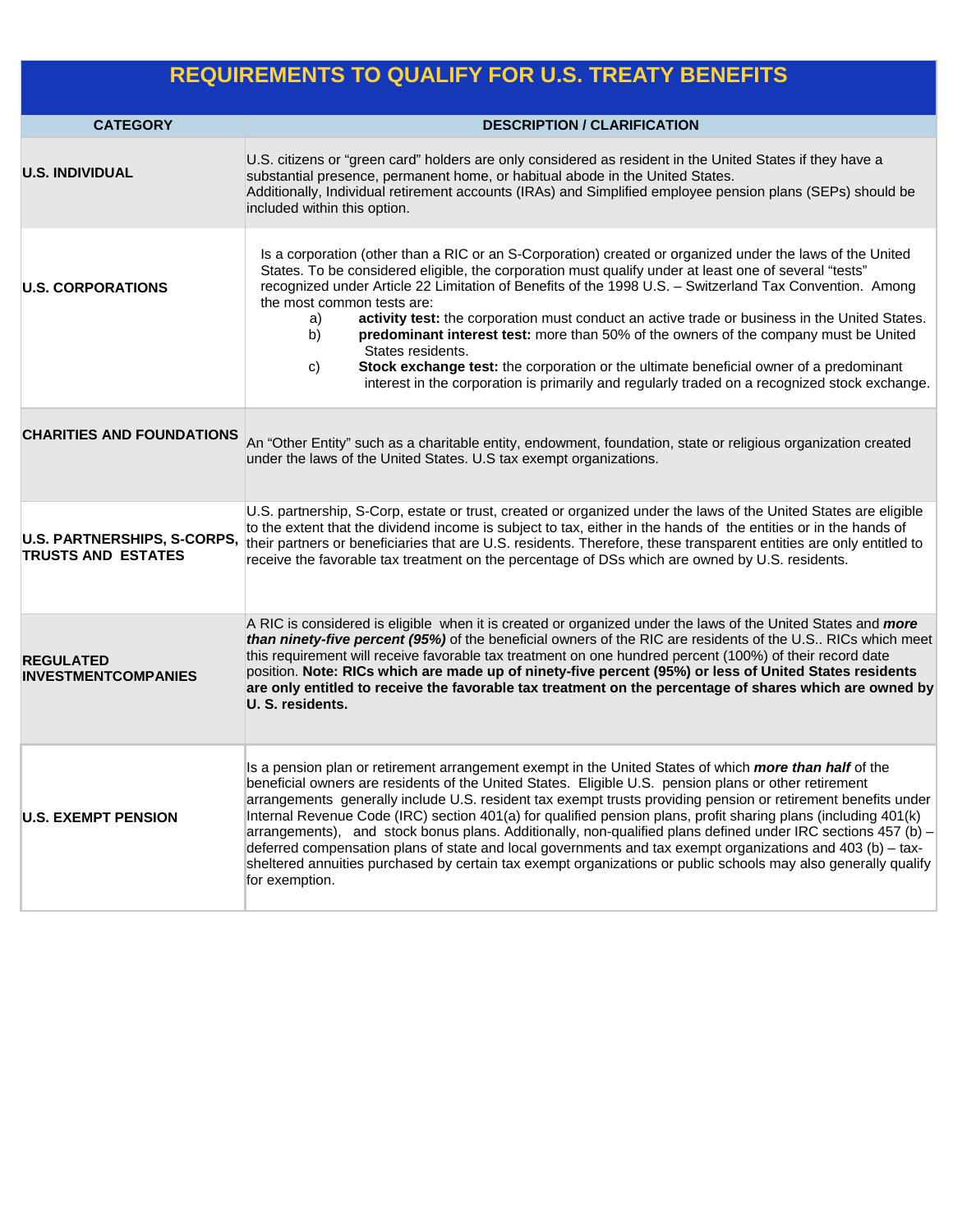## REQUIREMENTS TO QUALIFY FOR U.S. TREATY BENEFITS

| CATEGORY | DESCRIPTION / CLARIFICATION |
| --- | --- |
| **U.S. INDIVIDUAL** | U.S. citizens or “green card” holders are only considered as resident in the United States if they have a substantial presence, permanent home, or habitual abode in the United States.<br>Additionally, Individual retirement accounts (IRAs) and Simplified employee pension plans (SEPs) should be included within this option. |
| **U.S. CORPORATIONS** | Is a corporation (other than a RIC or an S-Corporation) created or organized under the laws of the United States. To be considered eligible, the corporation must qualify under at least one of several “tests” recognized under Article 22 Limitation of Benefits of the 1998 U.S. – Switzerland Tax Convention. Among the most common tests are:<br>a) **activity test:** the corporation must conduct an active trade or business in the United States.<br>b) **predominant interest test:** more than 50% of the owners of the company must be United States residents.<br>c) **Stock exchange test:** the corporation or the ultimate beneficial owner of a predominant interest in the corporation is primarily and regularly traded on a recognized stock exchange. |
| **CHARITIES AND FOUNDATIONS** | An “Other Entity” such as a charitable entity, endowment, foundation, state or religious organization created under the laws of the United States. U.S tax exempt organizations. |
| **U.S. PARTNERSHIPS, S-CORPS, TRUSTS AND ESTATES** | U.S. partnership, S-Corp, estate or trust, created or organized under the laws of the United States are eligible to the extent that the dividend income is subject to tax, either in the hands of the entities or in the hands of their partners or beneficiaries that are U.S. residents. Therefore, these transparent entities are only entitled to receive the favorable tax treatment on the percentage of DSs which are owned by U.S. residents. |
| **REGULATED INVESTMENTCOMPANIES** | A RIC is considered is eligible when it is created or organized under the laws of the United States and ***more than ninety-five percent (95%)*** of the beneficial owners of the RIC are residents of the U.S.. RICs which meet this requirement will receive favorable tax treatment on one hundred percent (100%) of their record date position. **Note: RICs which are made up of ninety-five percent (95%) or less of United States residents are only entitled to receive the favorable tax treatment on the percentage of shares which are owned by U. S. residents.** |
| **U.S. EXEMPT PENSION** | Is a pension plan or retirement arrangement exempt in the United States of which ***more than half*** of the beneficial owners are residents of the United States. Eligible U.S. pension plans or other retirement arrangements generally include U.S. resident tax exempt trusts providing pension or retirement benefits under Internal Revenue Code (IRC) section 401(a) for qualified pension plans, profit sharing plans (including 401(k) arrangements), and stock bonus plans. Additionally, non-qualified plans defined under IRC sections 457 (b) – deferred compensation plans of state and local governments and tax exempt organizations and 403 (b) – tax-sheltered annuities purchased by certain tax exempt organizations or public schools may also generally qualify for exemption. |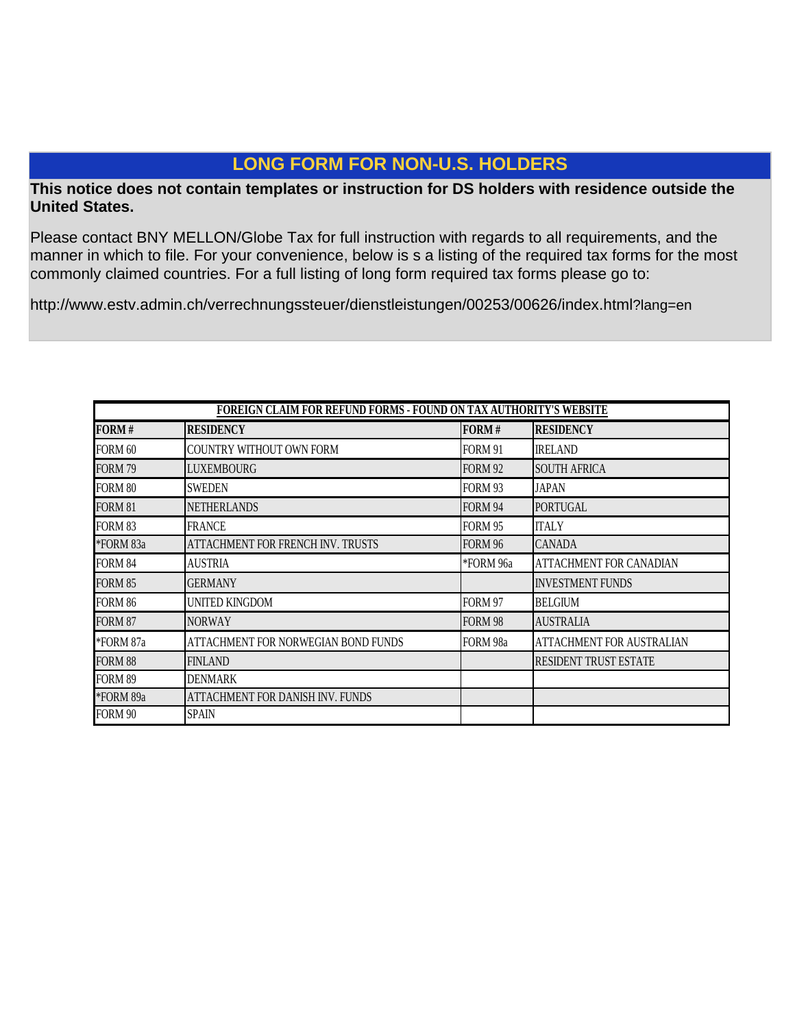## LONG FORM FOR NON-U.S. HOLDERS

**This notice does not contain templates or instruction for DS holders with residence outside the United States.**

Please contact BNY MELLON/Globe Tax for full instruction with regards to all requirements, and the manner in which to file. For your convenience, below is s a listing of the required tax forms for the most commonly claimed countries. For a full listing of long form required tax forms please go to:

http://www.estv.admin.ch/verrechnungssteuer/dienstleistungen/00253/00626/index.html?lang=en

| FOREIGN CLAIM FOR REFUND FORMS - FOUND ON TAX AUTHORITY'S WEBSITE | | | |
|---|---|---|---|
| **FORM #** | **RESIDENCY** | **FORM #** | **RESIDENCY** |
| FORM 60 | COUNTRY WITHOUT OWN FORM | FORM 91 | IRELAND |
| FORM 79 | LUXEMBOURG | FORM 92 | SOUTH AFRICA |
| FORM 80 | SWEDEN | FORM 93 | JAPAN |
| FORM 81 | NETHERLANDS | FORM 94 | PORTUGAL |
| FORM 83 | FRANCE | FORM 95 | ITALY |
| *FORM 83a | ATTACHMENT FOR FRENCH INV. TRUSTS | FORM 96 | CANADA |
| FORM 84 | AUSTRIA | *FORM 96a | ATTACHMENT FOR CANADIAN |
| FORM 85 | GERMANY | | INVESTMENT FUNDS |
| FORM 86 | UNITED KINGDOM | FORM 97 | BELGIUM |
| FORM 87 | NORWAY | FORM 98 | AUSTRALIA |
| *FORM 87a | ATTACHMENT FOR NORWEGIAN BOND FUNDS | FORM 98a | ATTACHMENT FOR AUSTRALIAN |
| FORM 88 | FINLAND | | RESIDENT TRUST ESTATE |
| FORM 89 | DENMARK | | |
| *FORM 89a | ATTACHMENT FOR DANISH INV. FUNDS | | |
| FORM 90 | SPAIN | | |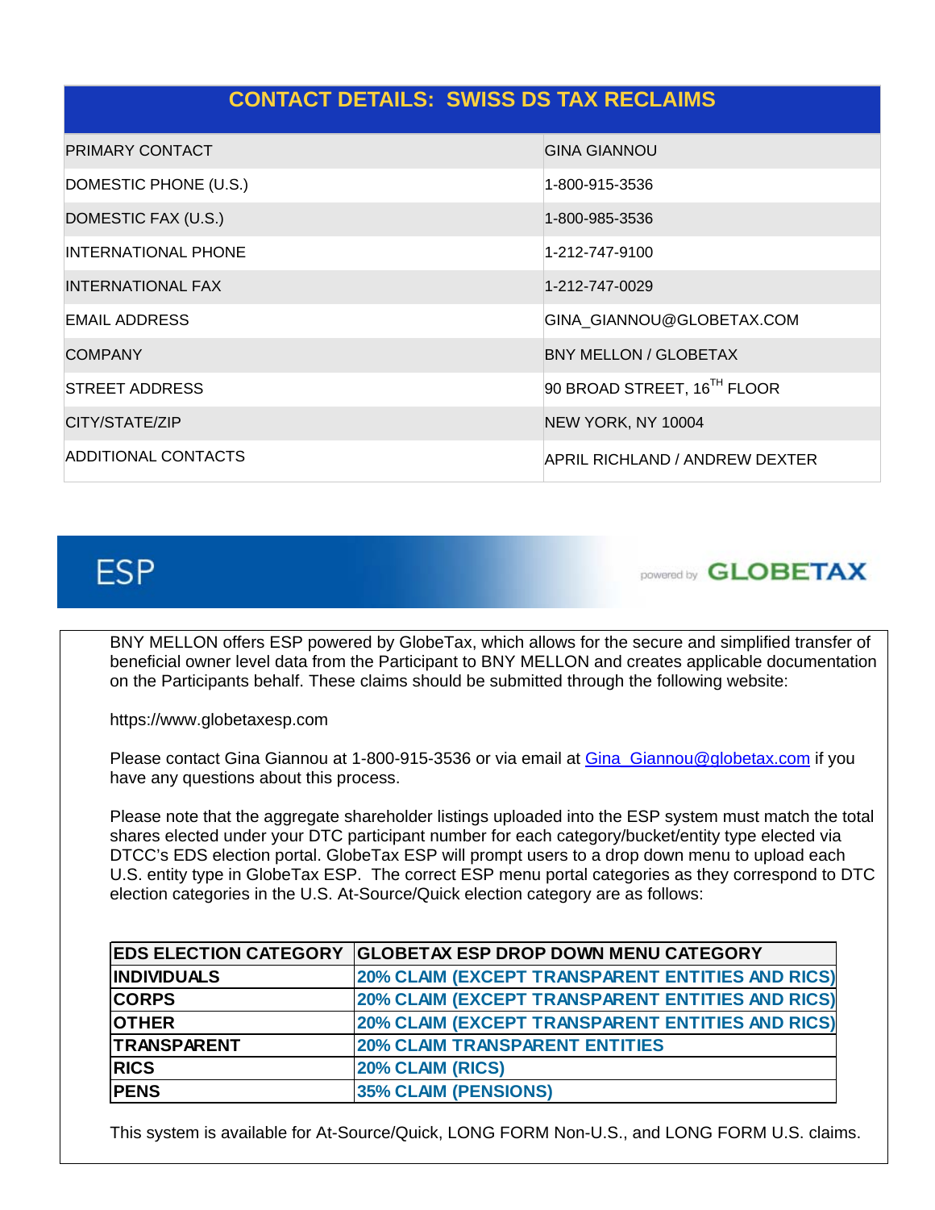## CONTACT DETAILS: SWISS DS TAX RECLAIMS

| | |
|---|---|
| PRIMARY CONTACT | GINA GIANNOU |
| DOMESTIC PHONE (U.S.) | 1-800-915-3536 |
| DOMESTIC FAX (U.S.) | 1-800-985-3536 |
| INTERNATIONAL PHONE | 1-212-747-9100 |
| INTERNATIONAL FAX | 1-212-747-0029 |
| EMAIL ADDRESS | GINA_GIANNOU@GLOBETAX.COM |
| COMPANY | BNY MELLON / GLOBETAX |
| STREET ADDRESS | 90 BROAD STREET, 16TH FLOOR |
| CITY/STATE/ZIP | NEW YORK, NY 10004 |
| ADDITIONAL CONTACTS | APRIL RICHLAND / ANDREW DEXTER |

## ESP

powered by GLOBETAX

BNY MELLON offers ESP powered by GlobeTax, which allows for the secure and simplified transfer of beneficial owner level data from the Participant to BNY MELLON and creates applicable documentation on the Participants behalf. These claims should be submitted through the following website:

https://www.globetaxesp.com

Please contact Gina Giannou at 1-800-915-3536 or via email at Gina_Giannou@globetax.com if you have any questions about this process.

Please note that the aggregate shareholder listings uploaded into the ESP system must match the total shares elected under your DTC participant number for each category/bucket/entity type elected via DTCC's EDS election portal. GlobeTax ESP will prompt users to a drop down menu to upload each U.S. entity type in GlobeTax ESP. The correct ESP menu portal categories as they correspond to DTC election categories in the U.S. At-Source/Quick election category are as follows:

| EDS ELECTION CATEGORY | GLOBETAX ESP DROP DOWN MENU CATEGORY |
|---|---|
| INDIVIDUALS | 20% CLAIM (EXCEPT TRANSPARENT ENTITIES AND RICS) |
| CORPS | 20% CLAIM (EXCEPT TRANSPARENT ENTITIES AND RICS) |
| OTHER | 20% CLAIM (EXCEPT TRANSPARENT ENTITIES AND RICS) |
| TRANSPARENT | 20% CLAIM TRANSPARENT ENTITIES |
| RICS | 20% CLAIM (RICS) |
| PENS | 35% CLAIM (PENSIONS) |

This system is available for At-Source/Quick, LONG FORM Non-U.S., and LONG FORM U.S. claims.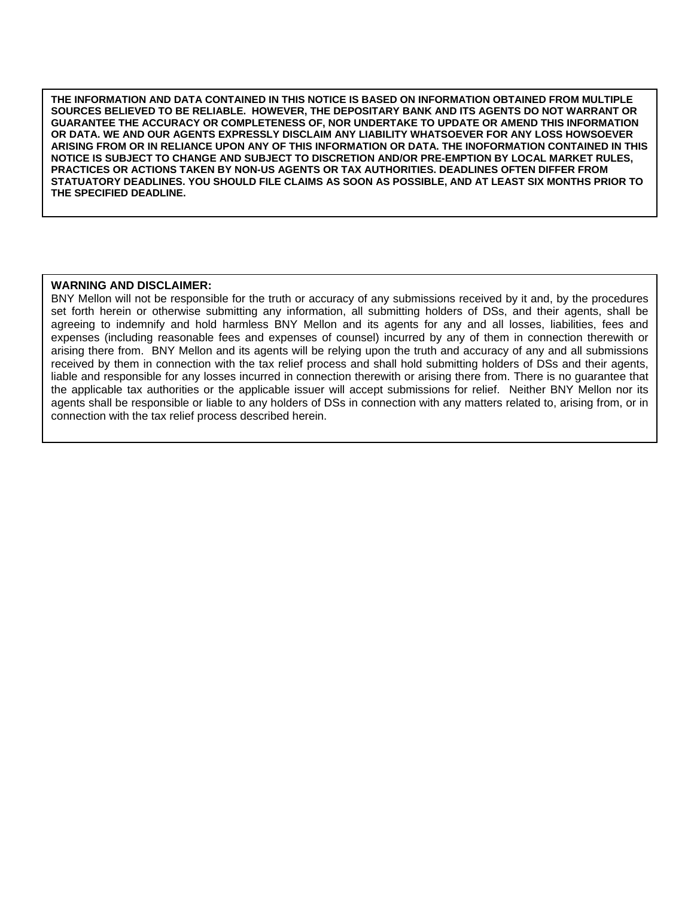**THE INFORMATION AND DATA CONTAINED IN THIS NOTICE IS BASED ON INFORMATION OBTAINED FROM MULTIPLE SOURCES BELIEVED TO BE RELIABLE. HOWEVER, THE DEPOSITARY BANK AND ITS AGENTS DO NOT WARRANT OR GUARANTEE THE ACCURACY OR COMPLETENESS OF, NOR UNDERTAKE TO UPDATE OR AMEND THIS INFORMATION OR DATA. WE AND OUR AGENTS EXPRESSLY DISCLAIM ANY LIABILITY WHATSOEVER FOR ANY LOSS HOWSOEVER ARISING FROM OR IN RELIANCE UPON ANY OF THIS INFORMATION OR DATA. THE INOFORMATION CONTAINED IN THIS NOTICE IS SUBJECT TO CHANGE AND SUBJECT TO DISCRETION AND/OR PRE-EMPTION BY LOCAL MARKET RULES, PRACTICES OR ACTIONS TAKEN BY NON-US AGENTS OR TAX AUTHORITIES. DEADLINES OFTEN DIFFER FROM STATUATORY DEADLINES. YOU SHOULD FILE CLAIMS AS SOON AS POSSIBLE, AND AT LEAST SIX MONTHS PRIOR TO THE SPECIFIED DEADLINE.**

**WARNING AND DISCLAIMER:**

BNY Mellon will not be responsible for the truth or accuracy of any submissions received by it and, by the procedures set forth herein or otherwise submitting any information, all submitting holders of DSs, and their agents, shall be agreeing to indemnify and hold harmless BNY Mellon and its agents for any and all losses, liabilities, fees and expenses (including reasonable fees and expenses of counsel) incurred by any of them in connection therewith or arising there from. BNY Mellon and its agents will be relying upon the truth and accuracy of any and all submissions received by them in connection with the tax relief process and shall hold submitting holders of DSs and their agents, liable and responsible for any losses incurred in connection therewith or arising there from. There is no guarantee that the applicable tax authorities or the applicable issuer will accept submissions for relief. Neither BNY Mellon nor its agents shall be responsible or liable to any holders of DSs in connection with any matters related to, arising from, or in connection with the tax relief process described herein.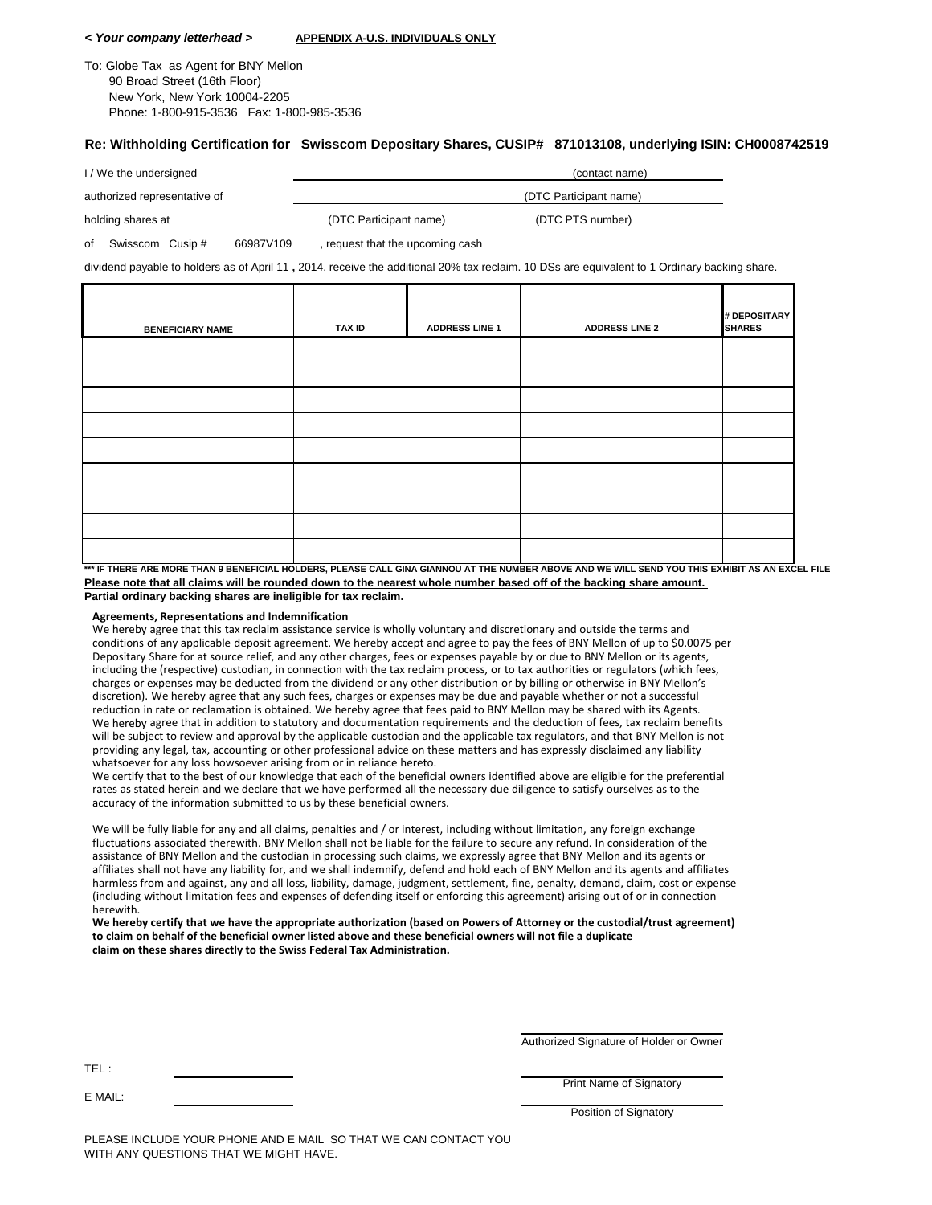*< Your company letterhead >* **APPENDIX A-U.S. INDIVIDUALS ONLY**

To: Globe Tax as Agent for BNY Mellon
90 Broad Street (16th Floor)
New York, New York 10004-2205
Phone: 1-800-915-3536 Fax: 1-800-985-3536

**Re: Withholding Certification for Swisscom Depositary Shares, CUSIP# 871013108, underlying ISIN: CH0008742519**

I / We the undersigned ______________________ (contact name)

authorized representative of ______________________ (DTC Participant name)

holding shares at ______________________ (DTC Participant name) ______________________ (DTC PTS number)

of Swisscom Cusip # 66987V109 , request that the upcoming cash

dividend payable to holders as of April 11 **,** 2014, receive the additional 20% tax reclaim. 10 DSs are equivalent to 1 Ordinary backing share.

| BENEFICIARY NAME | TAX ID | ADDRESS LINE 1 | ADDRESS LINE 2 | # DEPOSITARY SHARES |
|---|---|---|---|---|
| | | | | |
| | | | | |
| | | | | |
| | | | | |
| | | | | |
| | | | | |
| | | | | |
| | | | | |
| | | | | |

**\*\*\* IF THERE ARE MORE THAN 9 BENEFICIAL HOLDERS, PLEASE CALL GINA GIANNOU AT THE NUMBER ABOVE AND WE WILL SEND YOU THIS EXHIBIT AS AN EXCEL FILE**

**Please note that all claims will be rounded down to the nearest whole number based off of the backing share amount.**
**Partial ordinary backing shares are ineligible for tax reclaim.**

**Agreements, Representations and Indemnification**

We hereby agree that this tax reclaim assistance service is wholly voluntary and discretionary and outside the terms and conditions of any applicable deposit agreement. We hereby accept and agree to pay the fees of BNY Mellon of up to $0.0075 per Depositary Share for at source relief, and any other charges, fees or expenses payable by or due to BNY Mellon or its agents, including the (respective) custodian, in connection with the tax reclaim process, or to tax authorities or regulators (which fees, charges or expenses may be deducted from the dividend or any other distribution or by billing or otherwise in BNY Mellon's discretion). We hereby agree that any such fees, charges or expenses may be due and payable whether or not a successful reduction in rate or reclamation is obtained. We hereby agree that fees paid to BNY Mellon may be shared with its Agents. We hereby agree that in addition to statutory and documentation requirements and the deduction of fees, tax reclaim benefits will be subject to review and approval by the applicable custodian and the applicable tax regulators, and that BNY Mellon is not providing any legal, tax, accounting or other professional advice on these matters and has expressly disclaimed any liability whatsoever for any loss howsoever arising from or in reliance hereto.

We certify that to the best of our knowledge that each of the beneficial owners identified above are eligible for the preferential rates as stated herein and we declare that we have performed all the necessary due diligence to satisfy ourselves as to the accuracy of the information submitted to us by these beneficial owners.

We will be fully liable for any and all claims, penalties and / or interest, including without limitation, any foreign exchange fluctuations associated therewith. BNY Mellon shall not be liable for the failure to secure any refund. In consideration of the assistance of BNY Mellon and the custodian in processing such claims, we expressly agree that BNY Mellon and its agents or affiliates shall not have any liability for, and we shall indemnify, defend and hold each of BNY Mellon and its agents and affiliates harmless from and against, any and all loss, liability, damage, judgment, settlement, fine, penalty, demand, claim, cost or expense (including without limitation fees and expenses of defending itself or enforcing this agreement) arising out of or in connection herewith.

**We hereby certify that we have the appropriate authorization (based on Powers of Attorney or the custodial/trust agreement) to claim on behalf of the beneficial owner listed above and these beneficial owners will not file a duplicate claim on these shares directly to the Swiss Federal Tax Administration.**

______________________
Authorized Signature of Holder or Owner

TEL : ______________________

______________________
Print Name of Signatory

E MAIL: ______________________

______________________
Position of Signatory

PLEASE INCLUDE YOUR PHONE AND E MAIL SO THAT WE CAN CONTACT YOU WITH ANY QUESTIONS THAT WE MIGHT HAVE.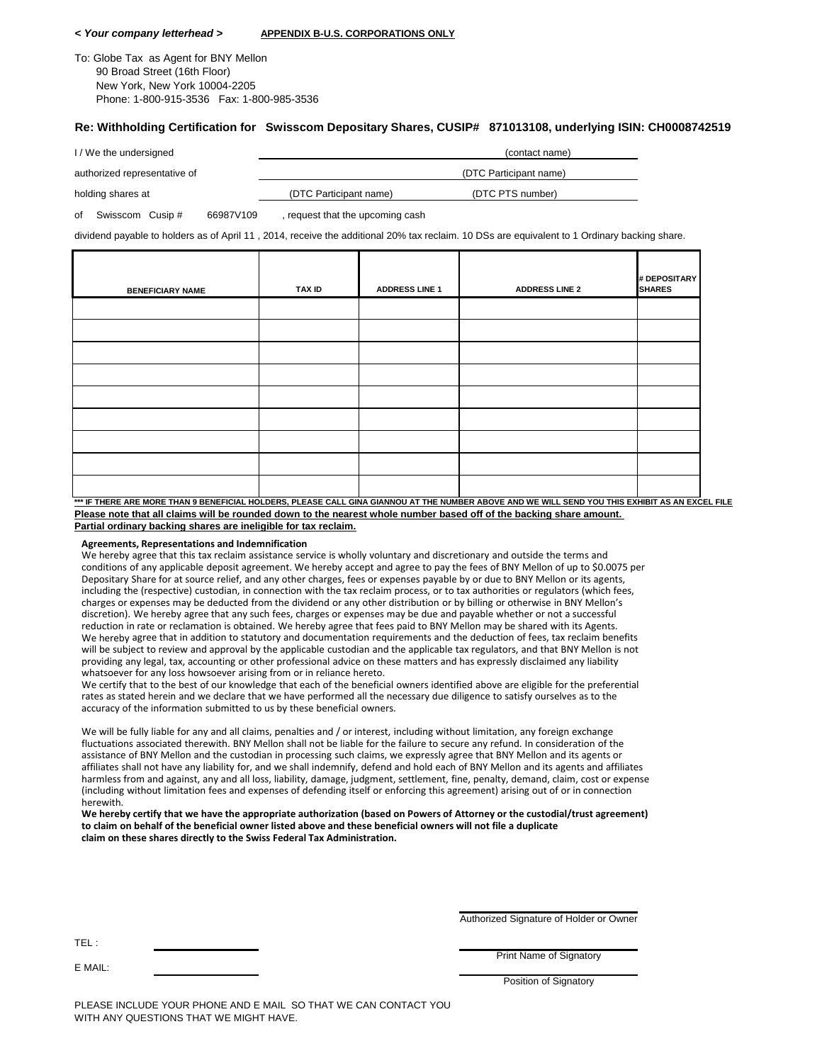*< Your company letterhead >* **APPENDIX B-U.S. CORPORATIONS ONLY**

To: Globe Tax as Agent for BNY Mellon
90 Broad Street (16th Floor)
New York, New York 10004-2205
Phone: 1-800-915-3536 Fax: 1-800-985-3536

**Re: Withholding Certification for Swisscom Depositary Shares, CUSIP# 871013108, underlying ISIN: CH0008742519**

I / We the undersigned ______________________ (contact name)

authorized representative of ______________________ (DTC Participant name)

holding shares at ______________ (DTC Participant name) ______________ (DTC PTS number)

of Swisscom Cusip # 66987V109 , request that the upcoming cash

dividend payable to holders as of April 11 , 2014, receive the additional 20% tax reclaim. 10 DSs are equivalent to 1 Ordinary backing share.

| BENEFICIARY NAME | TAX ID | ADDRESS LINE 1 | ADDRESS LINE 2 | # DEPOSITARY SHARES |
|---|---|---|---|---|
| | | | | |
| | | | | |
| | | | | |
| | | | | |
| | | | | |
| | | | | |
| | | | | |
| | | | | |
| | | | | |

**\*\*\* IF THERE ARE MORE THAN 9 BENEFICIAL HOLDERS, PLEASE CALL GINA GIANNOU AT THE NUMBER ABOVE AND WE WILL SEND YOU THIS EXHIBIT AS AN EXCEL FILE**

**Please note that all claims will be rounded down to the nearest whole number based off of the backing share amount.**
**Partial ordinary backing shares are ineligible for tax reclaim.**

**Agreements, Representations and Indemnification**

We hereby agree that this tax reclaim assistance service is wholly voluntary and discretionary and outside the terms and conditions of any applicable deposit agreement. We hereby accept and agree to pay the fees of BNY Mellon of up to $0.0075 per Depositary Share for at source relief, and any other charges, fees or expenses payable by or due to BNY Mellon or its agents, including the (respective) custodian, in connection with the tax reclaim process, or to tax authorities or regulators (which fees, charges or expenses may be deducted from the dividend or any other distribution or by billing or otherwise in BNY Mellon's discretion). We hereby agree that any such fees, charges or expenses may be due and payable whether or not a successful reduction in rate or reclamation is obtained. We hereby agree that fees paid to BNY Mellon may be shared with its Agents. We hereby agree that in addition to statutory and documentation requirements and the deduction of fees, tax reclaim benefits will be subject to review and approval by the applicable custodian and the applicable tax regulators, and that BNY Mellon is not providing any legal, tax, accounting or other professional advice on these matters and has expressly disclaimed any liability whatsoever for any loss howsoever arising from or in reliance hereto.
We certify that to the best of our knowledge that each of the beneficial owners identified above are eligible for the preferential rates as stated herein and we declare that we have performed all the necessary due diligence to satisfy ourselves as to the accuracy of the information submitted to us by these beneficial owners.

We will be fully liable for any and all claims, penalties and / or interest, including without limitation, any foreign exchange fluctuations associated therewith. BNY Mellon shall not be liable for the failure to secure any refund. In consideration of the assistance of BNY Mellon and the custodian in processing such claims, we expressly agree that BNY Mellon and its agents or affiliates shall not have any liability for, and we shall indemnify, defend and hold each of BNY Mellon and its agents and affiliates harmless from and against, any and all loss, liability, damage, judgment, settlement, fine, penalty, demand, claim, cost or expense (including without limitation fees and expenses of defending itself or enforcing this agreement) arising out of or in connection herewith.
**We hereby certify that we have the appropriate authorization (based on Powers of Attorney or the custodial/trust agreement) to claim on behalf of the beneficial owner listed above and these beneficial owners will not file a duplicate claim on these shares directly to the Swiss Federal Tax Administration.**

______________________
Authorized Signature of Holder or Owner

TEL : ______________

______________________
Print Name of Signatory

E MAIL: ______________

______________________
Position of Signatory

PLEASE INCLUDE YOUR PHONE AND E MAIL SO THAT WE CAN CONTACT YOU WITH ANY QUESTIONS THAT WE MIGHT HAVE.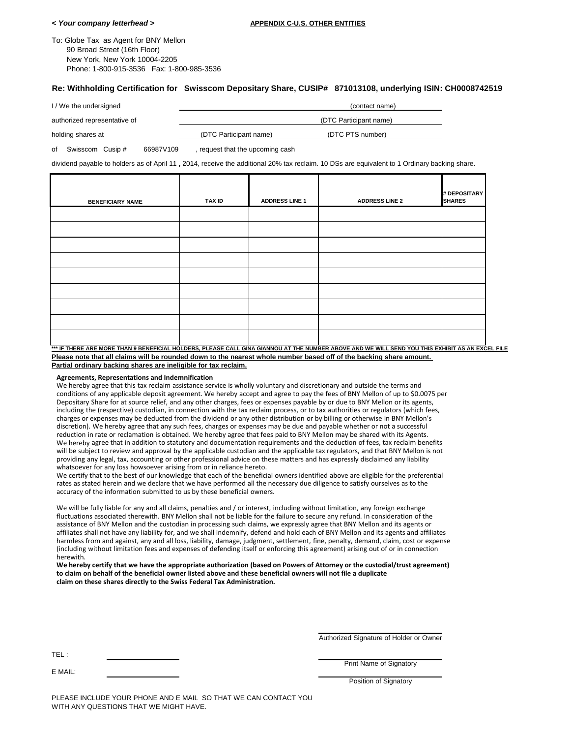*< Your company letterhead >*

**APPENDIX C-U.S. OTHER ENTITIES**

To: Globe Tax as Agent for BNY Mellon
90 Broad Street (16th Floor)
New York, New York 10004-2205
Phone: 1-800-915-3536 Fax: 1-800-985-3536

**Re: Withholding Certification for Swisscom Depositary Share, CUSIP# 871013108, underlying ISIN: CH0008742519**

I / We the undersigned \_\_\_\_\_\_\_\_\_\_\_\_\_\_\_\_\_\_\_\_ (contact name)

authorized representative of \_\_\_\_\_\_\_\_\_\_\_\_\_\_\_\_\_\_\_\_ (DTC Participant name)

holding shares at \_\_\_\_\_\_\_\_\_\_ (DTC Participant name) \_\_\_\_\_\_\_\_\_\_ (DTC PTS number)

of Swisscom Cusip # 66987V109 , request that the upcoming cash

dividend payable to holders as of April 11 **,** 2014, receive the additional 20% tax reclaim. 10 DSs are equivalent to 1 Ordinary backing share.

| BENEFICIARY NAME | TAX ID | ADDRESS LINE 1 | ADDRESS LINE 2 | # DEPOSITARY SHARES |
|---|---|---|---|---|
| | | | | |
| | | | | |
| | | | | |
| | | | | |
| | | | | |
| | | | | |
| | | | | |
| | | | | |
| | | | | |

**\*\*\* IF THERE ARE MORE THAN 9 BENEFICIAL HOLDERS, PLEASE CALL GINA GIANNOU AT THE NUMBER ABOVE AND WE WILL SEND YOU THIS EXHIBIT AS AN EXCEL FILE**

**Please note that all claims will be rounded down to the nearest whole number based off of the backing share amount.**
**Partial ordinary backing shares are ineligible for tax reclaim.**

**Agreements, Representations and Indemnification**

We hereby agree that this tax reclaim assistance service is wholly voluntary and discretionary and outside the terms and conditions of any applicable deposit agreement. We hereby accept and agree to pay the fees of BNY Mellon of up to $0.0075 per Depositary Share for at source relief, and any other charges, fees or expenses payable by or due to BNY Mellon or its agents, including the (respective) custodian, in connection with the tax reclaim process, or to tax authorities or regulators (which fees, charges or expenses may be deducted from the dividend or any other distribution or by billing or otherwise in BNY Mellon's discretion). We hereby agree that any such fees, charges or expenses may be due and payable whether or not a successful reduction in rate or reclamation is obtained. We hereby agree that fees paid to BNY Mellon may be shared with its Agents. We hereby agree that in addition to statutory and documentation requirements and the deduction of fees, tax reclaim benefits will be subject to review and approval by the applicable custodian and the applicable tax regulators, and that BNY Mellon is not providing any legal, tax, accounting or other professional advice on these matters and has expressly disclaimed any liability whatsoever for any loss howsoever arising from or in reliance hereto.
We certify that to the best of our knowledge that each of the beneficial owners identified above are eligible for the preferential rates as stated herein and we declare that we have performed all the necessary due diligence to satisfy ourselves as to the accuracy of the information submitted to us by these beneficial owners.

We will be fully liable for any and all claims, penalties and / or interest, including without limitation, any foreign exchange fluctuations associated therewith. BNY Mellon shall not be liable for the failure to secure any refund. In consideration of the assistance of BNY Mellon and the custodian in processing such claims, we expressly agree that BNY Mellon and its agents or affiliates shall not have any liability for, and we shall indemnify, defend and hold each of BNY Mellon and its agents and affiliates harmless from and against, any and all loss, liability, damage, judgment, settlement, fine, penalty, demand, claim, cost or expense (including without limitation fees and expenses of defending itself or enforcing this agreement) arising out of or in connection herewith.
**We hereby certify that we have the appropriate authorization (based on Powers of Attorney or the custodial/trust agreement) to claim on behalf of the beneficial owner listed above and these beneficial owners will not file a duplicate claim on these shares directly to the Swiss Federal Tax Administration.**

\_\_\_\_\_\_\_\_\_\_\_\_\_\_\_\_\_\_\_\_
Authorized Signature of Holder or Owner

TEL : \_\_\_\_\_\_\_\_\_\_\_\_\_\_\_\_

\_\_\_\_\_\_\_\_\_\_\_\_\_\_\_\_\_\_\_\_
Print Name of Signatory

E MAIL: \_\_\_\_\_\_\_\_\_\_\_\_\_\_\_\_

\_\_\_\_\_\_\_\_\_\_\_\_\_\_\_\_\_\_\_\_
Position of Signatory

PLEASE INCLUDE YOUR PHONE AND E MAIL SO THAT WE CAN CONTACT YOU WITH ANY QUESTIONS THAT WE MIGHT HAVE.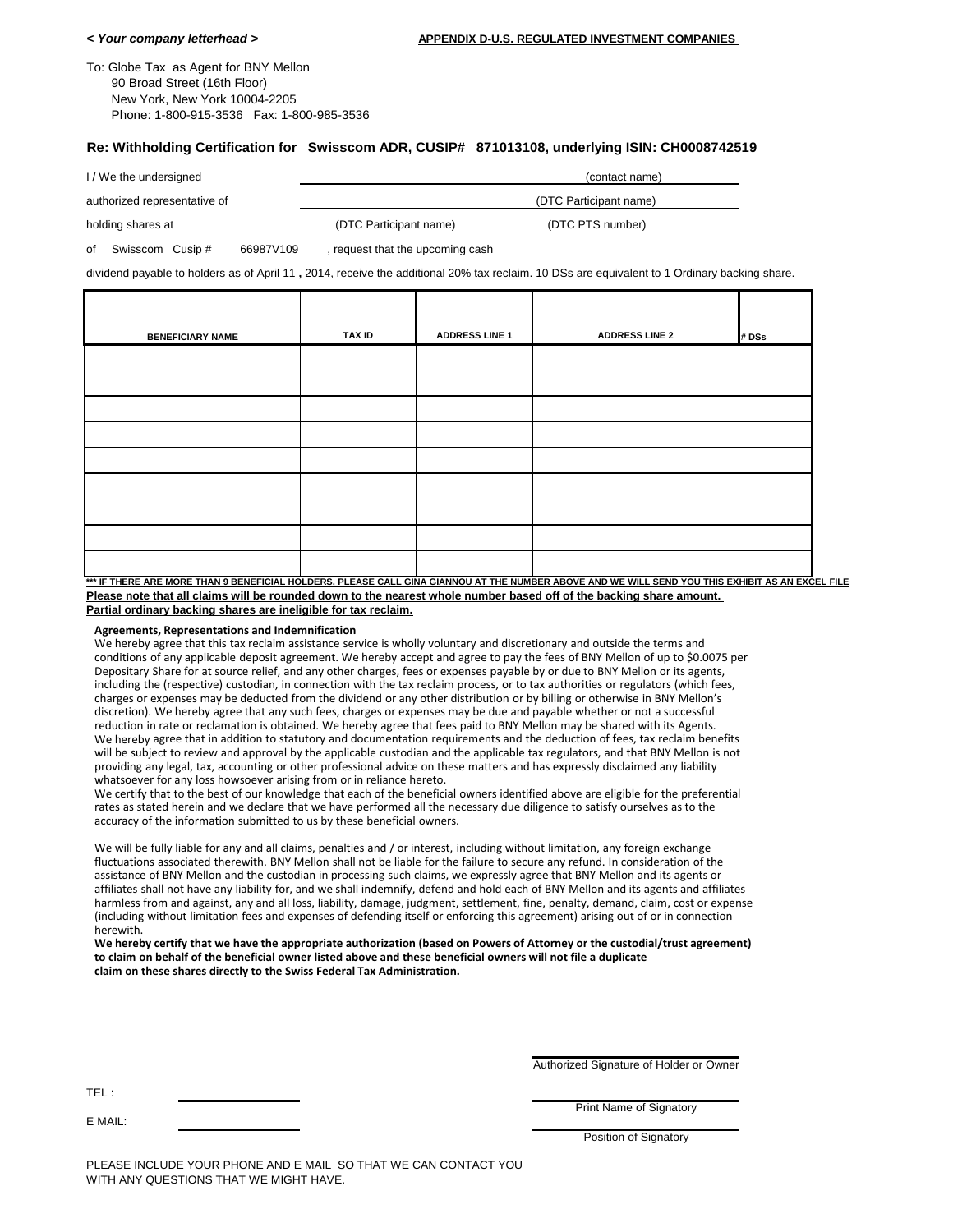*< Your company letterhead >* **APPENDIX D-U.S. REGULATED INVESTMENT COMPANIES**

To: Globe Tax as Agent for BNY Mellon
90 Broad Street (16th Floor)
New York, New York 10004-2205
Phone: 1-800-915-3536 Fax: 1-800-985-3536

**Re: Withholding Certification for Swisscom ADR, CUSIP# 871013108, underlying ISIN: CH0008742519**

I / We the undersigned ____________________ (contact name)

authorized representative of ____________________ (DTC Participant name)

holding shares at ____________________ (DTC Participant name) ____________________ (DTC PTS number)

of Swisscom Cusip # 66987V109 , request that the upcoming cash

dividend payable to holders as of April 11 **,** 2014, receive the additional 20% tax reclaim. 10 DSs are equivalent to 1 Ordinary backing share.

| BENEFICIARY NAME | TAX ID | ADDRESS LINE 1 | ADDRESS LINE 2 | # DSs |
|---|---|---|---|---|
| | | | | |
| | | | | |
| | | | | |
| | | | | |
| | | | | |
| | | | | |
| | | | | |
| | | | | |
| | | | | |

**\*\*\* IF THERE ARE MORE THAN 9 BENEFICIAL HOLDERS, PLEASE CALL GINA GIANNOU AT THE NUMBER ABOVE AND WE WILL SEND YOU THIS EXHIBIT AS AN EXCEL FILE**

**Please note that all claims will be rounded down to the nearest whole number based off of the backing share amount.**
**Partial ordinary backing shares are ineligible for tax reclaim.**

**Agreements, Representations and Indemnification**

We hereby agree that this tax reclaim assistance service is wholly voluntary and discretionary and outside the terms and conditions of any applicable deposit agreement. We hereby accept and agree to pay the fees of BNY Mellon of up to $0.0075 per Depositary Share for at source relief, and any other charges, fees or expenses payable by or due to BNY Mellon or its agents, including the (respective) custodian, in connection with the tax reclaim process, or to tax authorities or regulators (which fees, charges or expenses may be deducted from the dividend or any other distribution or by billing or otherwise in BNY Mellon's discretion). We hereby agree that any such fees, charges or expenses may be due and payable whether or not a successful reduction in rate or reclamation is obtained. We hereby agree that fees paid to BNY Mellon may be shared with its Agents. We hereby agree that in addition to statutory and documentation requirements and the deduction of fees, tax reclaim benefits will be subject to review and approval by the applicable custodian and the applicable tax regulators, and that BNY Mellon is not providing any legal, tax, accounting or other professional advice on these matters and has expressly disclaimed any liability whatsoever for any loss howsoever arising from or in reliance hereto.

We certify that to the best of our knowledge that each of the beneficial owners identified above are eligible for the preferential rates as stated herein and we declare that we have performed all the necessary due diligence to satisfy ourselves as to the accuracy of the information submitted to us by these beneficial owners.

We will be fully liable for any and all claims, penalties and / or interest, including without limitation, any foreign exchange fluctuations associated therewith. BNY Mellon shall not be liable for the failure to secure any refund. In consideration of the assistance of BNY Mellon and the custodian in processing such claims, we expressly agree that BNY Mellon and its agents or affiliates shall not have any liability for, and we shall indemnify, defend and hold each of BNY Mellon and its agents and affiliates harmless from and against, any and all loss, liability, damage, judgment, settlement, fine, penalty, demand, claim, cost or expense (including without limitation fees and expenses of defending itself or enforcing this agreement) arising out of or in connection herewith.

**We hereby certify that we have the appropriate authorization (based on Powers of Attorney or the custodial/trust agreement) to claim on behalf of the beneficial owner listed above and these beneficial owners will not file a duplicate claim on these shares directly to the Swiss Federal Tax Administration.**

____________________
Authorized Signature of Holder or Owner

TEL : ____________________

____________________
Print Name of Signatory

E MAIL: ____________________

____________________
Position of Signatory

PLEASE INCLUDE YOUR PHONE AND E MAIL SO THAT WE CAN CONTACT YOU WITH ANY QUESTIONS THAT WE MIGHT HAVE.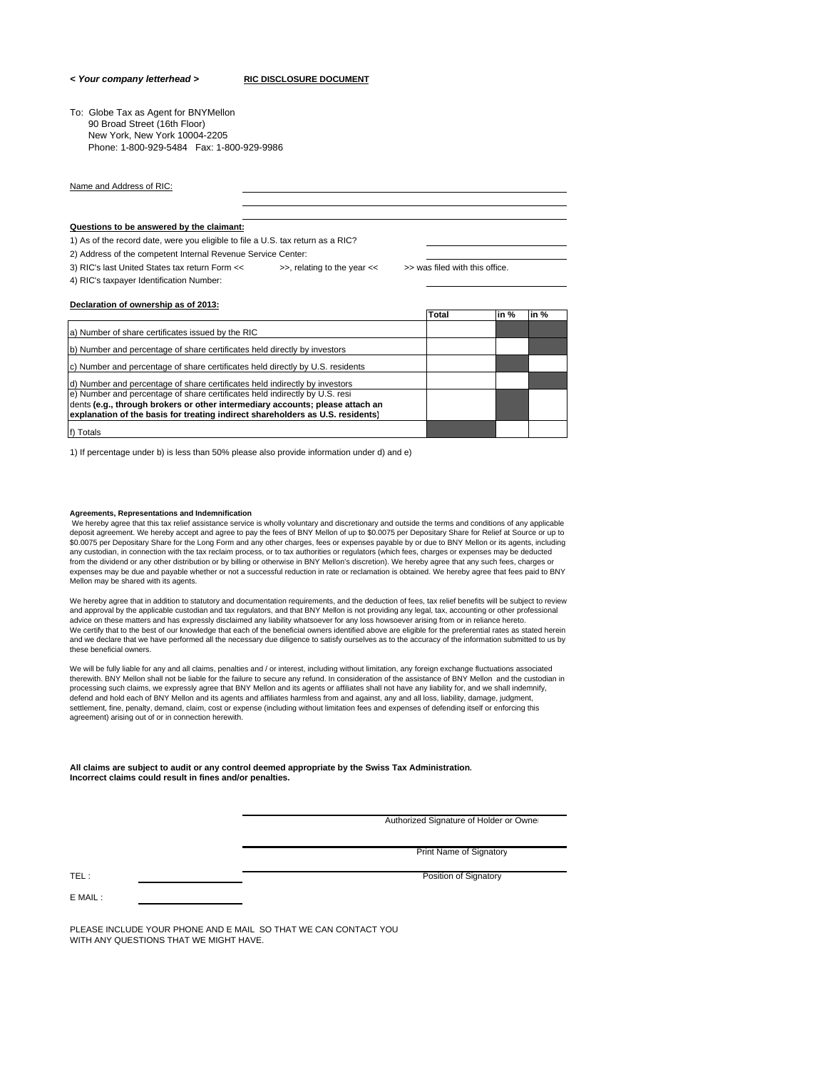*< Your company letterhead >* **RIC DISCLOSURE DOCUMENT**

To: Globe Tax as Agent for BNYMellon
90 Broad Street (16th Floor)
New York, New York 10004-2205
Phone: 1-800-929-5484 Fax: 1-800-929-9986

Name and Address of RIC: ______________________________

**Questions to be answered by the claimant:**

1) As of the record date, were you eligible to file a U.S. tax return as a RIC? ______________

2) Address of the competent Internal Revenue Service Center: ______________

3) RIC's last United States tax return Form << >>, relating to the year << >> was filed with this office.

4) RIC's taxpayer Identification Number: ______________

**Declaration of ownership as of 2013:**

| | Total | in % | in % |
|---|---|---|---|
| a) Number of share certificates issued by the RIC | | | |
| b) Number and percentage of share certificates held directly by investors | | | |
| c) Number and percentage of share certificates held directly by U.S. residents | | | |
| d) Number and percentage of share certificates held indirectly by investors | | | |
| e) Number and percentage of share certificates held indirectly by U.S. resi dents **(e.g., through brokers or other intermediary accounts; please attach an explanation of the basis for treating indirect shareholders as U.S. residents)** | | | |
| f) Totals | | | |

1) If percentage under b) is less than 50% please also provide information under d) and e)

**Agreements, Representations and Indemnification**

We hereby agree that this tax relief assistance service is wholly voluntary and discretionary and outside the terms and conditions of any applicable deposit agreement. We hereby accept and agree to pay the fees of BNY Mellon of up to $0.0075 per Depositary Share for Relief at Source or up to $0.0075 per Depositary Share for the Long Form and any other charges, fees or expenses payable by or due to BNY Mellon or its agents, including any custodian, in connection with the tax reclaim process, or to tax authorities or regulators (which fees, charges or expenses may be deducted from the dividend or any other distribution or by billing or otherwise in BNY Mellon's discretion). We hereby agree that any such fees, charges or expenses may be due and payable whether or not a successful reduction in rate or reclamation is obtained. We hereby agree that fees paid to BNY Mellon may be shared with its agents.

We hereby agree that in addition to statutory and documentation requirements, and the deduction of fees, tax relief benefits will be subject to review and approval by the applicable custodian and tax regulators, and that BNY Mellon is not providing any legal, tax, accounting or other professional advice on these matters and has expressly disclaimed any liability whatsoever for any loss howsoever arising from or in reliance hereto.
We certify that to the best of our knowledge that each of the beneficial owners identified above are eligible for the preferential rates as stated herein and we declare that we have performed all the necessary due diligence to satisfy ourselves as to the accuracy of the information submitted to us by these beneficial owners.

We will be fully liable for any and all claims, penalties and / or interest, including without limitation, any foreign exchange fluctuations associated therewith. BNY Mellon shall not be liable for the failure to secure any refund. In consideration of the assistance of BNY Mellon and the custodian in processing such claims, we expressly agree that BNY Mellon and its agents or affiliates shall not have any liability for, and we shall indemnify, defend and hold each of BNY Mellon and its agents and affiliates harmless from and against, any and all loss, liability, damage, judgment, settlement, fine, penalty, demand, claim, cost or expense (including without limitation fees and expenses of defending itself or enforcing this agreement) arising out of or in connection herewith.

**All claims are subject to audit or any control deemed appropriate by the Swiss Tax Administration.**
**Incorrect claims could result in fines and/or penalties.**

______________________________
Authorized Signature of Holder or Owner

______________________________
Print Name of Signatory

TEL : ______________ ______________________________
Position of Signatory

E MAIL : ______________

PLEASE INCLUDE YOUR PHONE AND E MAIL SO THAT WE CAN CONTACT YOU
WITH ANY QUESTIONS THAT WE MIGHT HAVE.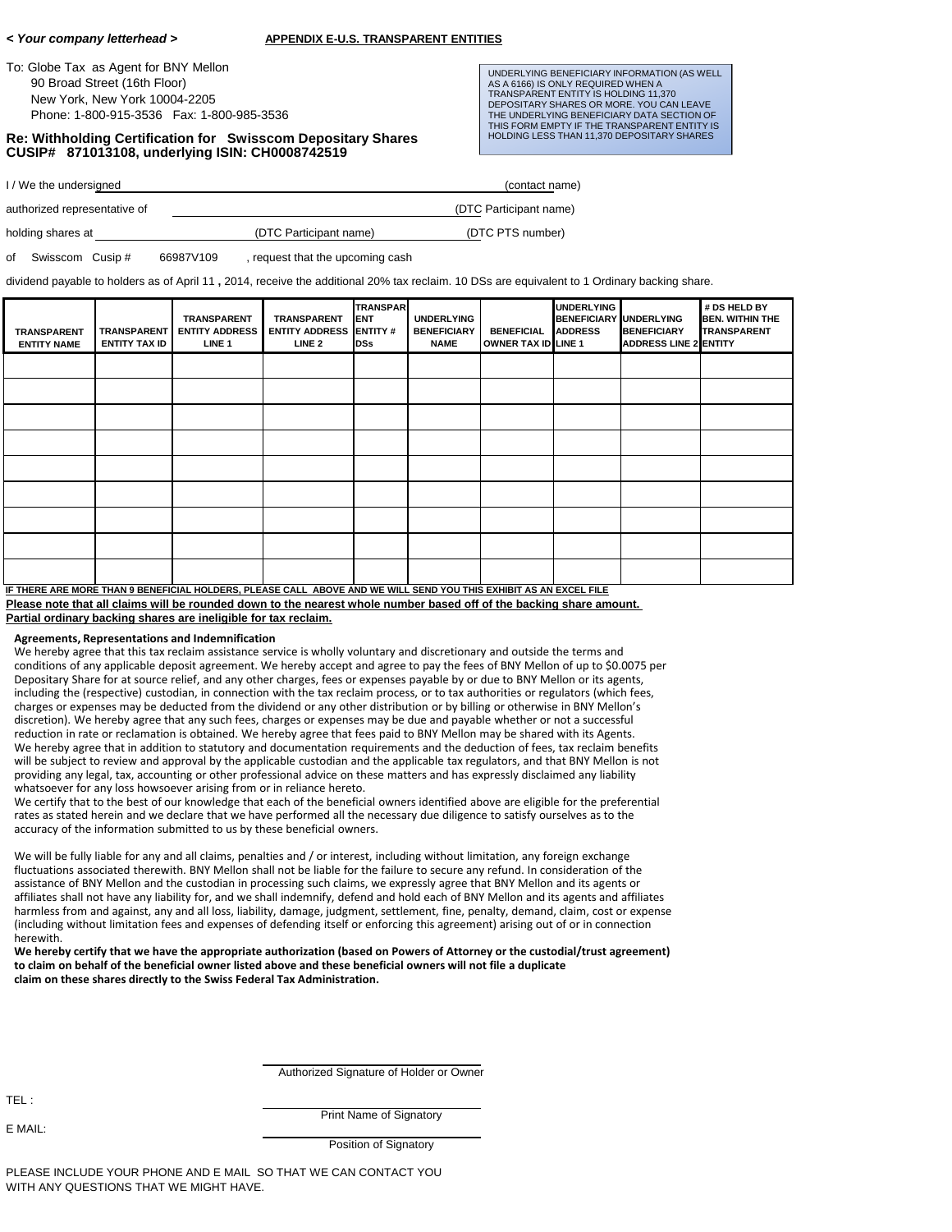*< Your company letterhead >* **APPENDIX E-U.S. TRANSPARENT ENTITIES**

To: Globe Tax as Agent for BNY Mellon
90 Broad Street (16th Floor)
New York, New York 10004-2205
Phone: 1-800-915-3536 Fax: 1-800-985-3536

UNDERLYING BENEFICIARY INFORMATION (AS WELL AS A 6166) IS ONLY REQUIRED WHEN A TRANSPARENT ENTITY IS HOLDING 11,370 DEPOSITARY SHARES OR MORE. YOU CAN LEAVE THE UNDERLYING BENEFICIARY DATA SECTION OF THIS FORM EMPTY IF THE TRANSPARENT ENTITY IS HOLDING LESS THAN 11,370 DEPOSITARY SHARES

**Re: Withholding Certification for Swisscom Depositary Shares**
**CUSIP# 871013108, underlying ISIN: CH0008742519**

I / We the undersigned ______________________________ (contact name)

authorized representative of ______________________________ (DTC Participant name)

holding shares at __________ (DTC Participant name) __________ (DTC PTS number)

of Swisscom Cusip # 66987V109 , request that the upcoming cash

dividend payable to holders as of April 11 **,** 2014, receive the additional 20% tax reclaim. 10 DSs are equivalent to 1 Ordinary backing share.

| TRANSPARENT ENTITY NAME | TRANSPARENT ENTITY TAX ID | TRANSPARENT ENTITY ADDRESS LINE 1 | TRANSPARENT ENTITY ADDRESS LINE 2 | TRANSPARENT ENTITY # DSs | UNDERLYING BENEFICIARY NAME | BENEFICIAL OWNER TAX ID | UNDERLYING BENEFICIARY ADDRESS LINE 1 | UNDERLYING BENEFICIARY ADDRESS LINE 2 | # DS HELD BY BEN. WITHIN THE TRANSPARENT ENTITY |
|---|---|---|---|---|---|---|---|---|---|
| | | | | | | | | | |
| | | | | | | | | | |
| | | | | | | | | | |
| | | | | | | | | | |
| | | | | | | | | | |
| | | | | | | | | | |
| | | | | | | | | | |
| | | | | | | | | | |
| | | | | | | | | | |

**IF THERE ARE MORE THAN 9 BENEFICIAL HOLDERS, PLEASE CALL ABOVE AND WE WILL SEND YOU THIS EXHIBIT AS AN EXCEL FILE**

**Please note that all claims will be rounded down to the nearest whole number based off of the backing share amount. Partial ordinary backing shares are ineligible for tax reclaim.**

**Agreements, Representations and Indemnification**

We hereby agree that this tax reclaim assistance service is wholly voluntary and discretionary and outside the terms and conditions of any applicable deposit agreement. We hereby accept and agree to pay the fees of BNY Mellon of up to $0.0075 per Depositary Share for at source relief, and any other charges, fees or expenses payable by or due to BNY Mellon or its agents, including the (respective) custodian, in connection with the tax reclaim process, or to tax authorities or regulators (which fees, charges or expenses may be deducted from the dividend or any other distribution or by billing or otherwise in BNY Mellon's discretion). We hereby agree that any such fees, charges or expenses may be due and payable whether or not a successful reduction in rate or reclamation is obtained. We hereby agree that fees paid to BNY Mellon may be shared with its Agents. We hereby agree that in addition to statutory and documentation requirements and the deduction of fees, tax reclaim benefits will be subject to review and approval by the applicable custodian and the applicable tax regulators, and that BNY Mellon is not providing any legal, tax, accounting or other professional advice on these matters and has expressly disclaimed any liability whatsoever for any loss howsoever arising from or in reliance hereto.

We certify that to the best of our knowledge that each of the beneficial owners identified above are eligible for the preferential rates as stated herein and we declare that we have performed all the necessary due diligence to satisfy ourselves as to the accuracy of the information submitted to us by these beneficial owners.

We will be fully liable for any and all claims, penalties and / or interest, including without limitation, any foreign exchange fluctuations associated therewith. BNY Mellon shall not be liable for the failure to secure any refund. In consideration of the assistance of BNY Mellon and the custodian in processing such claims, we expressly agree that BNY Mellon and its agents or affiliates shall not have any liability for, and we shall indemnify, defend and hold each of BNY Mellon and its agents and affiliates harmless from and against, any and all loss, liability, damage, judgment, settlement, fine, penalty, demand, claim, cost or expense (including without limitation fees and expenses of defending itself or enforcing this agreement) arising out of or in connection herewith.

**We hereby certify that we have the appropriate authorization (based on Powers of Attorney or the custodial/trust agreement) to claim on behalf of the beneficial owner listed above and these beneficial owners will not file a duplicate claim on these shares directly to the Swiss Federal Tax Administration.**

______________________________
Authorized Signature of Holder or Owner

TEL :

______________________________
Print Name of Signatory

E MAIL:

______________________________
Position of Signatory

PLEASE INCLUDE YOUR PHONE AND E MAIL SO THAT WE CAN CONTACT YOU WITH ANY QUESTIONS THAT WE MIGHT HAVE.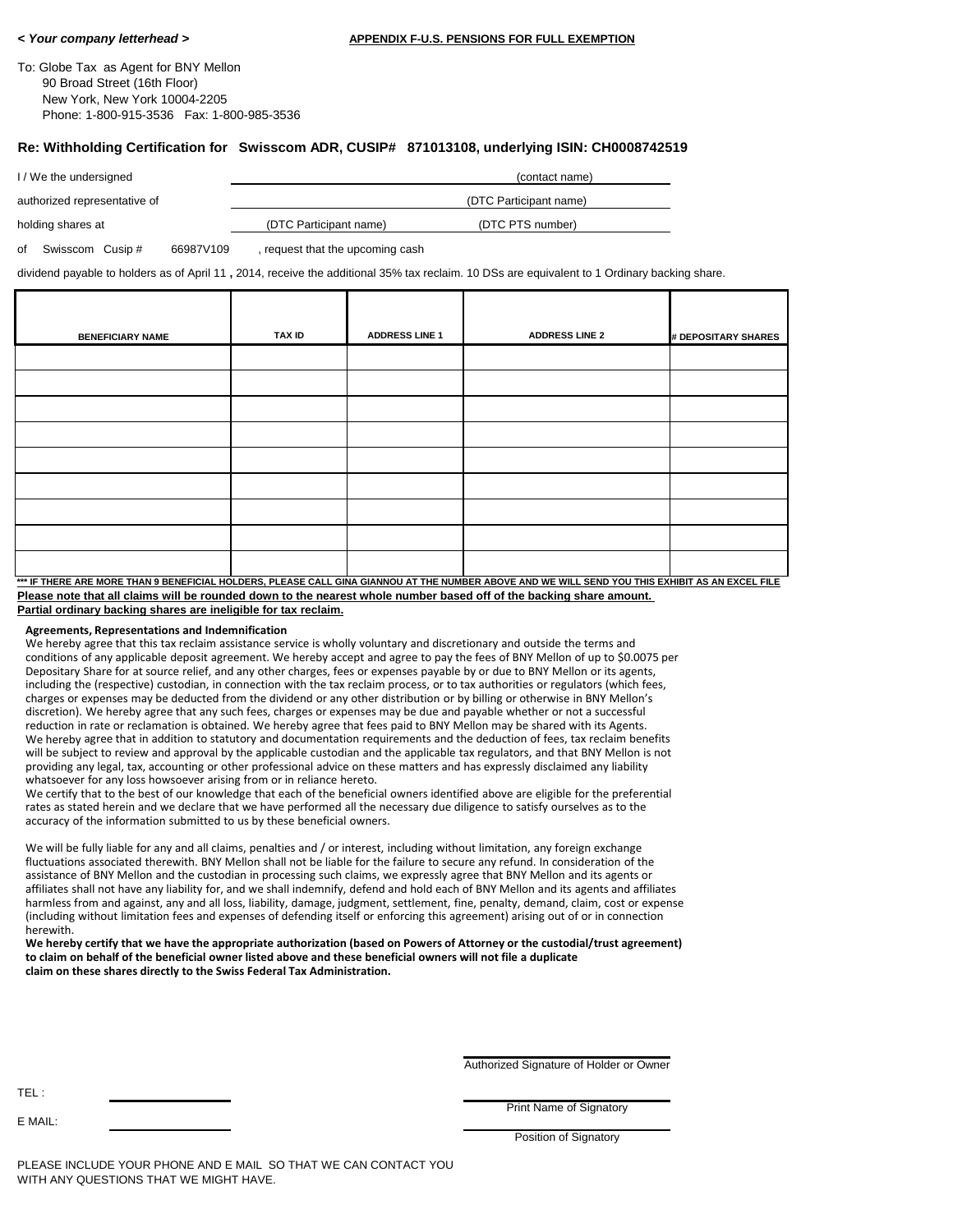*< Your company letterhead >* **APPENDIX F-U.S. PENSIONS FOR FULL EXEMPTION**

To: Globe Tax as Agent for BNY Mellon
90 Broad Street (16th Floor)
New York, New York 10004-2205
Phone: 1-800-915-3536 Fax: 1-800-985-3536

**Re: Withholding Certification for Swisscom ADR, CUSIP# 871013108, underlying ISIN: CH0008742519**

I / We the undersigned ______________________ (contact name)

authorized representative of ______________________ (DTC Participant name)

holding shares at ______________ (DTC Participant name) ______________ (DTC PTS number)

of Swisscom Cusip # 66987V109 , request that the upcoming cash

dividend payable to holders as of April 11 **,** 2014, receive the additional 35% tax reclaim. 10 DSs are equivalent to 1 Ordinary backing share.

| BENEFICIARY NAME | TAX ID | ADDRESS LINE 1 | ADDRESS LINE 2 | # DEPOSITARY SHARES |
|---|---|---|---|---|
| | | | | |
| | | | | |
| | | | | |
| | | | | |
| | | | | |
| | | | | |
| | | | | |
| | | | | |
| | | | | |

**\*\*\* IF THERE ARE MORE THAN 9 BENEFICIAL HOLDERS, PLEASE CALL GINA GIANNOU AT THE NUMBER ABOVE AND WE WILL SEND YOU THIS EXHIBIT AS AN EXCEL FILE**

**Please note that all claims will be rounded down to the nearest whole number based off of the backing share amount.**
**Partial ordinary backing shares are ineligible for tax reclaim.**

**Agreements, Representations and Indemnification**

We hereby agree that this tax reclaim assistance service is wholly voluntary and discretionary and outside the terms and conditions of any applicable deposit agreement. We hereby accept and agree to pay the fees of BNY Mellon of up to $0.0075 per Depositary Share for at source relief, and any other charges, fees or expenses payable by or due to BNY Mellon or its agents, including the (respective) custodian, in connection with the tax reclaim process, or to tax authorities or regulators (which fees, charges or expenses may be deducted from the dividend or any other distribution or by billing or otherwise in BNY Mellon's discretion). We hereby agree that any such fees, charges or expenses may be due and payable whether or not a successful reduction in rate or reclamation is obtained. We hereby agree that fees paid to BNY Mellon may be shared with its Agents. We hereby agree that in addition to statutory and documentation requirements and the deduction of fees, tax reclaim benefits will be subject to review and approval by the applicable custodian and the applicable tax regulators, and that BNY Mellon is not providing any legal, tax, accounting or other professional advice on these matters and has expressly disclaimed any liability whatsoever for any loss howsoever arising from or in reliance hereto.

We certify that to the best of our knowledge that each of the beneficial owners identified above are eligible for the preferential rates as stated herein and we declare that we have performed all the necessary due diligence to satisfy ourselves as to the accuracy of the information submitted to us by these beneficial owners.

We will be fully liable for any and all claims, penalties and / or interest, including without limitation, any foreign exchange fluctuations associated therewith. BNY Mellon shall not be liable for the failure to secure any refund. In consideration of the assistance of BNY Mellon and the custodian in processing such claims, we expressly agree that BNY Mellon and its agents or affiliates shall not have any liability for, and we shall indemnify, defend and hold each of BNY Mellon and its agents and affiliates harmless from and against, any and all loss, liability, damage, judgment, settlement, fine, penalty, demand, claim, cost or expense (including without limitation fees and expenses of defending itself or enforcing this agreement) arising out of or in connection herewith.

**We hereby certify that we have the appropriate authorization (based on Powers of Attorney or the custodial/trust agreement) to claim on behalf of the beneficial owner listed above and these beneficial owners will not file a duplicate claim on these shares directly to the Swiss Federal Tax Administration.**

______________________
Authorized Signature of Holder or Owner

TEL : ______________

______________________
Print Name of Signatory

E MAIL: ______________

______________________
Position of Signatory

PLEASE INCLUDE YOUR PHONE AND E MAIL SO THAT WE CAN CONTACT YOU WITH ANY QUESTIONS THAT WE MIGHT HAVE.